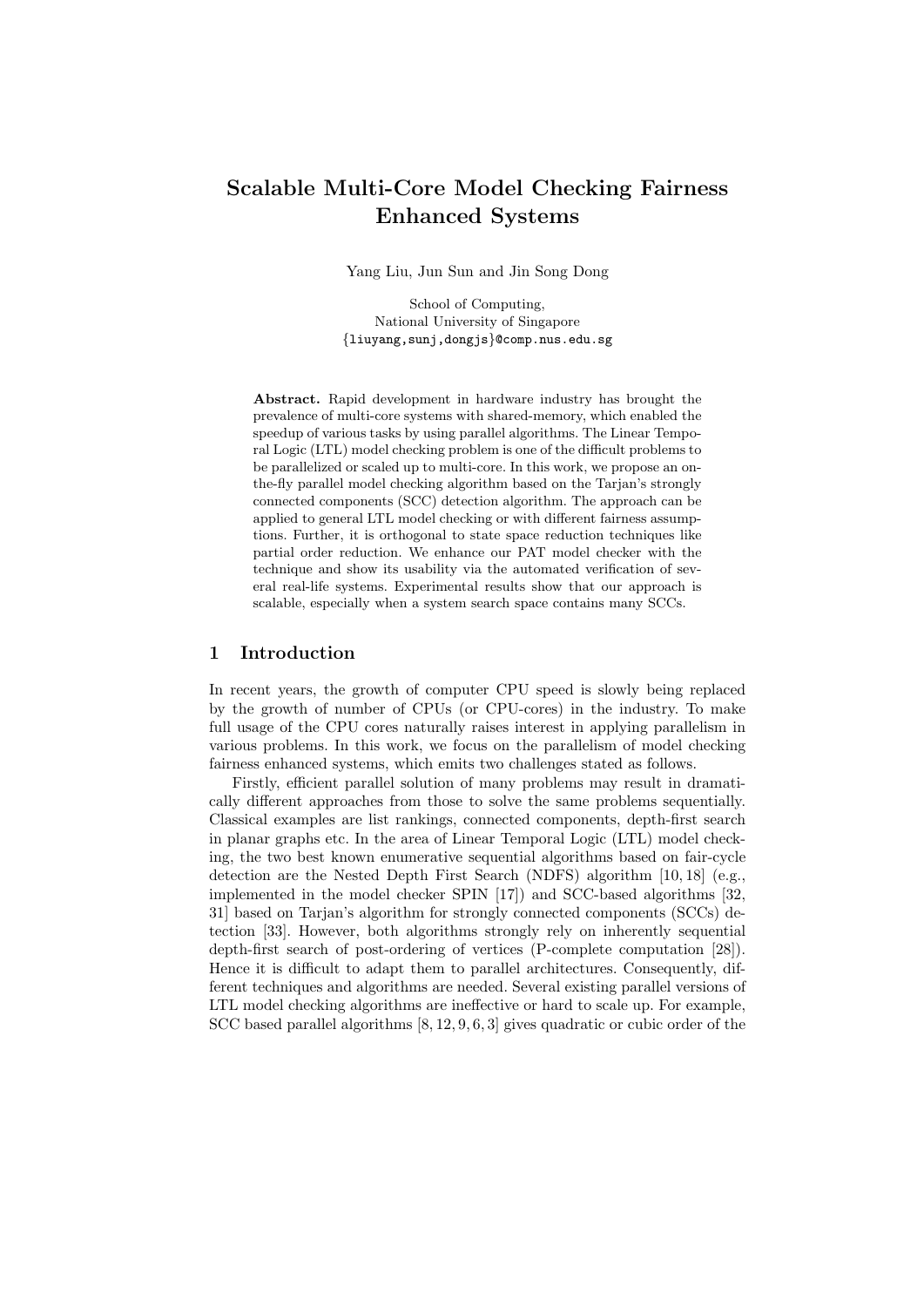# Scalable Multi-Core Model Checking Fairness Enhanced Systems

Yang Liu, Jun Sun and Jin Song Dong

School of Computing,
National University of Singapore
{liuyang,sunj,dongjs}@comp.nus.edu.sg

**Abstract.** Rapid development in hardware industry has brought the prevalence of multi-core systems with shared-memory, which enabled the speedup of various tasks by using parallel algorithms. The Linear Temporal Logic (LTL) model checking problem is one of the difficult problems to be parallelized or scaled up to multi-core. In this work, we propose an on-the-fly parallel model checking algorithm based on the Tarjan's strongly connected components (SCC) detection algorithm. The approach can be applied to general LTL model checking or with different fairness assumptions. Further, it is orthogonal to state space reduction techniques like partial order reduction. We enhance our PAT model checker with the technique and show its usability via the automated verification of several real-life systems. Experimental results show that our approach is scalable, especially when a system search space contains many SCCs.

## 1 Introduction

In recent years, the growth of computer CPU speed is slowly being replaced by the growth of number of CPUs (or CPU-cores) in the industry. To make full usage of the CPU cores naturally raises interest in applying parallelism in various problems. In this work, we focus on the parallelism of model checking fairness enhanced systems, which emits two challenges stated as follows.

Firstly, efficient parallel solution of many problems may result in dramatically different approaches from those to solve the same problems sequentially. Classical examples are list rankings, connected components, depth-first search in planar graphs etc. In the area of Linear Temporal Logic (LTL) model checking, the two best known enumerative sequential algorithms based on fair-cycle detection are the Nested Depth First Search (NDFS) algorithm [10, 18] (e.g., implemented in the model checker SPIN [17]) and SCC-based algorithms [32, 31] based on Tarjan's algorithm for strongly connected components (SCCs) detection [33]. However, both algorithms strongly rely on inherently sequential depth-first search of post-ordering of vertices (P-complete computation [28]). Hence it is difficult to adapt them to parallel architectures. Consequently, different techniques and algorithms are needed. Several existing parallel versions of LTL model checking algorithms are ineffective or hard to scale up. For example, SCC based parallel algorithms [8, 12, 9, 6, 3] gives quadratic or cubic order of the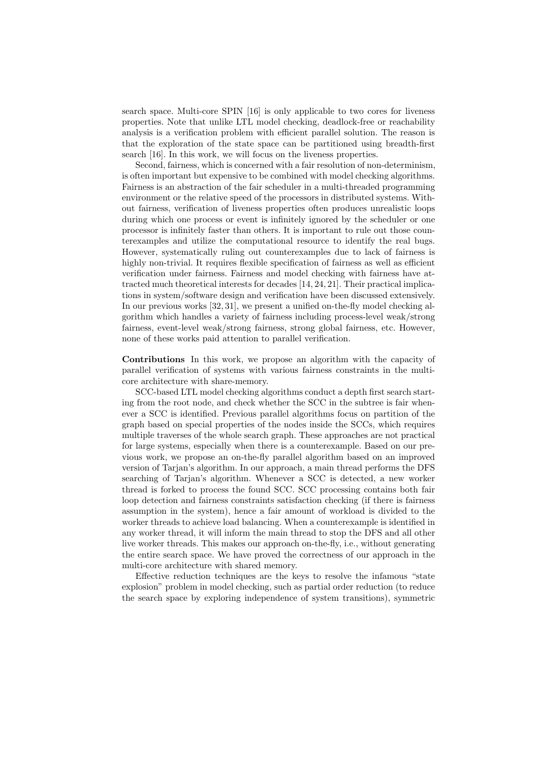search space. Multi-core SPIN [16] is only applicable to two cores for liveness properties. Note that unlike LTL model checking, deadlock-free or reachability analysis is a verification problem with efficient parallel solution. The reason is that the exploration of the state space can be partitioned using breadth-first search [16]. In this work, we will focus on the liveness properties.

Second, fairness, which is concerned with a fair resolution of non-determinism, is often important but expensive to be combined with model checking algorithms. Fairness is an abstraction of the fair scheduler in a multi-threaded programming environment or the relative speed of the processors in distributed systems. Without fairness, verification of liveness properties often produces unrealistic loops during which one process or event is infinitely ignored by the scheduler or one processor is infinitely faster than others. It is important to rule out those counterexamples and utilize the computational resource to identify the real bugs. However, systematically ruling out counterexamples due to lack of fairness is highly non-trivial. It requires flexible specification of fairness as well as efficient verification under fairness. Fairness and model checking with fairness have attracted much theoretical interests for decades [14, 24, 21]. Their practical implications in system/software design and verification have been discussed extensively. In our previous works [32, 31], we present a unified on-the-fly model checking algorithm which handles a variety of fairness including process-level weak/strong fairness, event-level weak/strong fairness, strong global fairness, etc. However, none of these works paid attention to parallel verification.

**Contributions** In this work, we propose an algorithm with the capacity of parallel verification of systems with various fairness constraints in the multi-core architecture with share-memory.

SCC-based LTL model checking algorithms conduct a depth first search starting from the root node, and check whether the SCC in the subtree is fair whenever a SCC is identified. Previous parallel algorithms focus on partition of the graph based on special properties of the nodes inside the SCCs, which requires multiple traverses of the whole search graph. These approaches are not practical for large systems, especially when there is a counterexample. Based on our previous work, we propose an on-the-fly parallel algorithm based on an improved version of Tarjan's algorithm. In our approach, a main thread performs the DFS searching of Tarjan's algorithm. Whenever a SCC is detected, a new worker thread is forked to process the found SCC. SCC processing contains both fair loop detection and fairness constraints satisfaction checking (if there is fairness assumption in the system), hence a fair amount of workload is divided to the worker threads to achieve load balancing. When a counterexample is identified in any worker thread, it will inform the main thread to stop the DFS and all other live worker threads. This makes our approach on-the-fly, i.e., without generating the entire search space. We have proved the correctness of our approach in the multi-core architecture with shared memory.

Effective reduction techniques are the keys to resolve the infamous "state explosion" problem in model checking, such as partial order reduction (to reduce the search space by exploring independence of system transitions), symmetric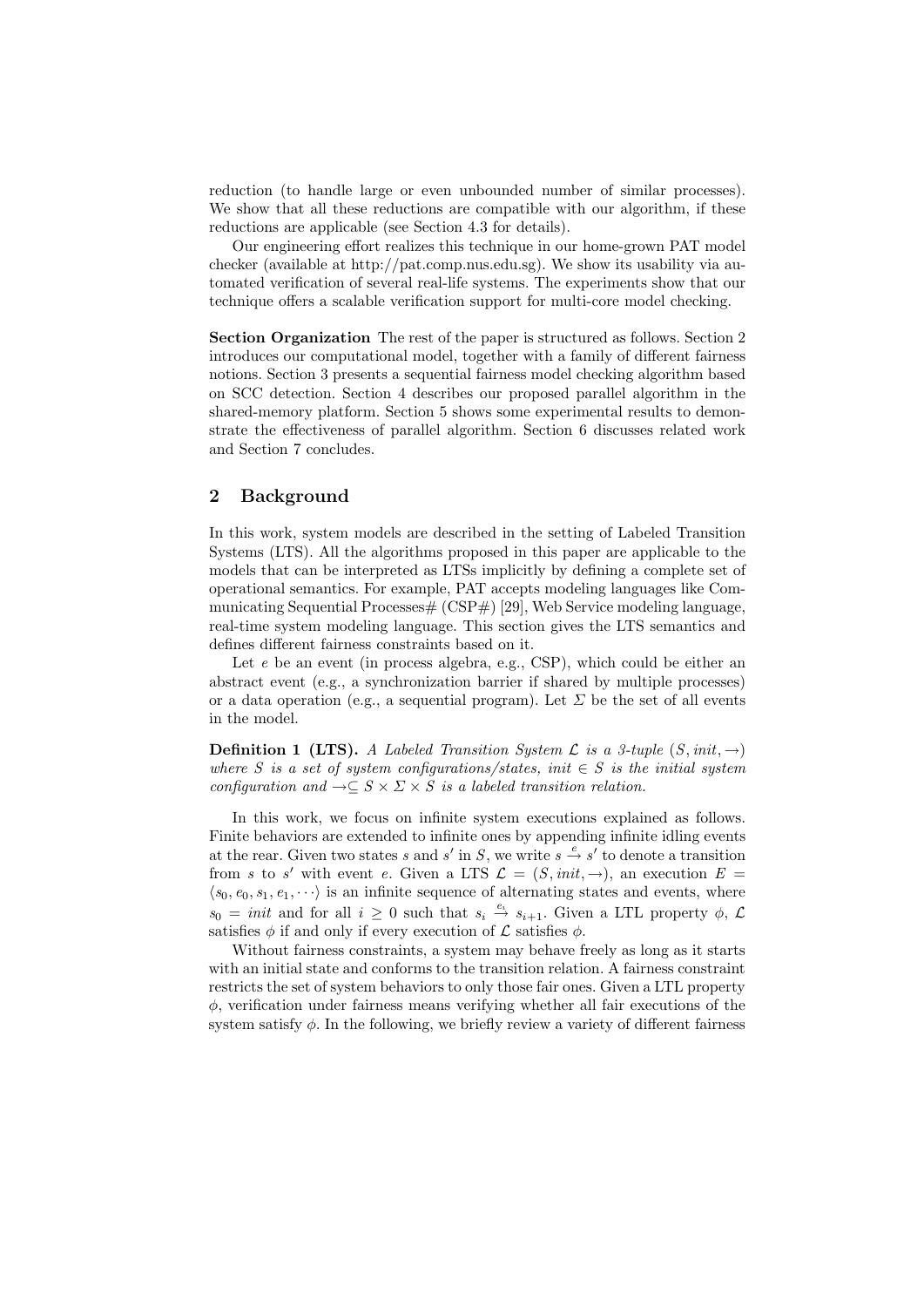reduction (to handle large or even unbounded number of similar processes). We show that all these reductions are compatible with our algorithm, if these reductions are applicable (see Section 4.3 for details).

Our engineering effort realizes this technique in our home-grown PAT model checker (available at http://pat.comp.nus.edu.sg). We show its usability via automated verification of several real-life systems. The experiments show that our technique offers a scalable verification support for multi-core model checking.

**Section Organization** The rest of the paper is structured as follows. Section 2 introduces our computational model, together with a family of different fairness notions. Section 3 presents a sequential fairness model checking algorithm based on SCC detection. Section 4 describes our proposed parallel algorithm in the shared-memory platform. Section 5 shows some experimental results to demonstrate the effectiveness of parallel algorithm. Section 6 discusses related work and Section 7 concludes.

## 2 Background

In this work, system models are described in the setting of Labeled Transition Systems (LTS). All the algorithms proposed in this paper are applicable to the models that can be interpreted as LTSs implicitly by defining a complete set of operational semantics. For example, PAT accepts modeling languages like Communicating Sequential Processes# (CSP#) [29], Web Service modeling language, real-time system modeling language. This section gives the LTS semantics and defines different fairness constraints based on it.

Let $e$ be an event (in process algebra, e.g., CSP), which could be either an abstract event (e.g., a synchronization barrier if shared by multiple processes) or a data operation (e.g., a sequential program). Let $\Sigma$ be the set of all events in the model.

**Definition 1 (LTS).** *A Labeled Transition System $\mathcal{L}$ is a 3-tuple $(S, init, \rightarrow)$ where $S$ is a set of system configurations/states, $init \in S$ is the initial system configuration and $\rightarrow \subseteq S \times \Sigma \times S$ is a labeled transition relation.*

In this work, we focus on infinite system executions explained as follows. Finite behaviors are extended to infinite ones by appending infinite idling events at the rear. Given two states $s$ and $s'$ in $S$, we write $s \xrightarrow{e} s'$ to denote a transition from $s$ to $s'$ with event $e$. Given a LTS $\mathcal{L} = (S, init, \rightarrow)$, an execution $E = \langle s_0, e_0, s_1, e_1, \cdots \rangle$ is an infinite sequence of alternating states and events, where $s_0 = init$ and for all $i \geq 0$ such that $s_i \xrightarrow{e_i} s_{i+1}$. Given a LTL property $\phi$, $\mathcal{L}$ satisfies $\phi$ if and only if every execution of $\mathcal{L}$ satisfies $\phi$.

Without fairness constraints, a system may behave freely as long as it starts with an initial state and conforms to the transition relation. A fairness constraint restricts the set of system behaviors to only those fair ones. Given a LTL property $\phi$, verification under fairness means verifying whether all fair executions of the system satisfy $\phi$. In the following, we briefly review a variety of different fairness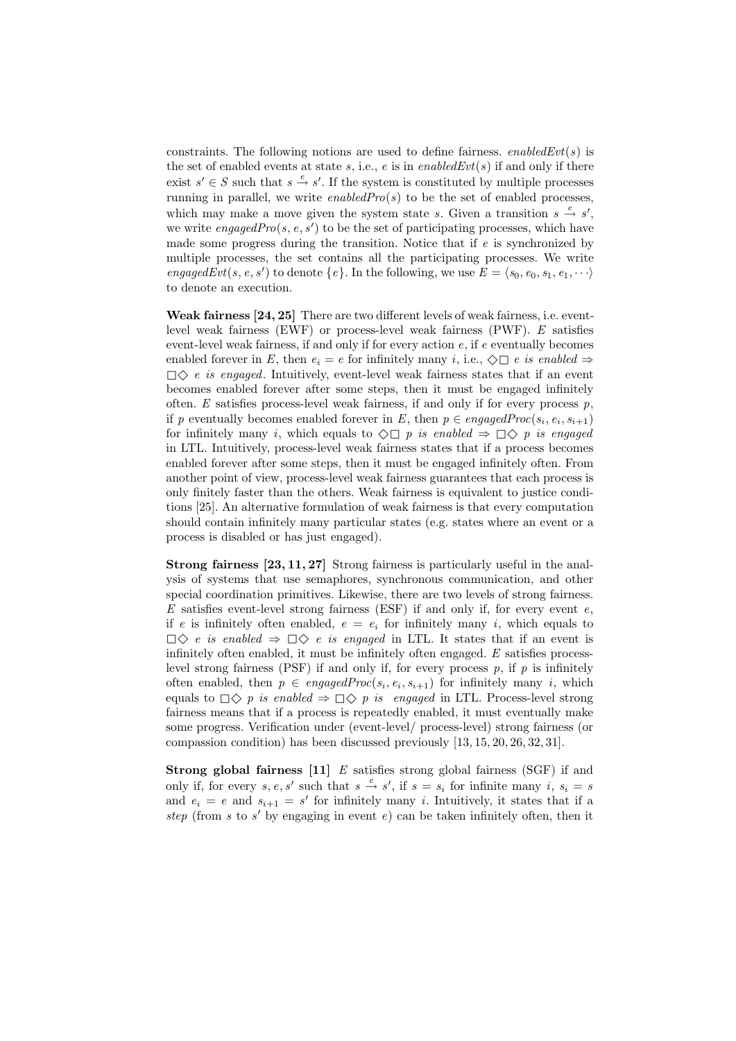constraints. The following notions are used to define fairness. *enabledEvt*$(s)$ is the set of enabled events at state $s$, i.e., $e$ is in *enabledEvt*$(s)$ if and only if there exist $s' \in S$ such that $s \xrightarrow{e} s'$. If the system is constituted by multiple processes running in parallel, we write *enabledPro*$(s)$ to be the set of enabled processes, which may make a move given the system state $s$. Given a transition $s \xrightarrow{e} s'$, we write *engagedPro*$(s, e, s')$ to be the set of participating processes, which have made some progress during the transition. Notice that if $e$ is synchronized by multiple processes, the set contains all the participating processes. We write *engagedEvt*$(s, e, s')$ to denote $\{e\}$. In the following, we use $E = \langle s_0, e_0, s_1, e_1, \cdots \rangle$ to denote an execution.

**Weak fairness [24, 25]** There are two different levels of weak fairness, i.e. event-level weak fairness (EWF) or process-level weak fairness (PWF). $E$ satisfies event-level weak fairness, if and only if for every action $e$, if $e$ eventually becomes enabled forever in $E$, then $e_i = e$ for infinitely many $i$, i.e., $\Diamond\Box$ *e is enabled* $\Rightarrow$ $\Box\Diamond$ *e is engaged*. Intuitively, event-level weak fairness states that if an event becomes enabled forever after some steps, then it must be engaged infinitely often. $E$ satisfies process-level weak fairness, if and only if for every process $p$, if $p$ eventually becomes enabled forever in $E$, then $p \in$ *engagedProc*$(s_i, e_i, s_{i+1})$ for infinitely many $i$, which equals to $\Diamond\Box$ *p is enabled* $\Rightarrow$ $\Box\Diamond$ *p is engaged* in LTL. Intuitively, process-level weak fairness states that if a process becomes enabled forever after some steps, then it must be engaged infinitely often. From another point of view, process-level weak fairness guarantees that each process is only finitely faster than the others. Weak fairness is equivalent to justice conditions [25]. An alternative formulation of weak fairness is that every computation should contain infinitely many particular states (e.g. states where an event or a process is disabled or has just engaged).

**Strong fairness [23, 11, 27]** Strong fairness is particularly useful in the analysis of systems that use semaphores, synchronous communication, and other special coordination primitives. Likewise, there are two levels of strong fairness. $E$ satisfies event-level strong fairness (ESF) if and only if, for every event $e$, if $e$ is infinitely often enabled, $e = e_i$ for infinitely many $i$, which equals to $\Box\Diamond$ *e is enabled* $\Rightarrow$ $\Box\Diamond$ *e is engaged* in LTL. It states that if an event is infinitely often enabled, it must be infinitely often engaged. $E$ satisfies process-level strong fairness (PSF) if and only if, for every process $p$, if $p$ is infinitely often enabled, then $p \in$ *engagedProc*$(s_i, e_i, s_{i+1})$ for infinitely many $i$, which equals to $\Box\Diamond$ *p is enabled* $\Rightarrow$ $\Box\Diamond$ *p is engaged* in LTL. Process-level strong fairness means that if a process is repeatedly enabled, it must eventually make some progress. Verification under (event-level/ process-level) strong fairness (or compassion condition) has been discussed previously [13, 15, 20, 26, 32, 31].

**Strong global fairness [11]** $E$ satisfies strong global fairness (SGF) if and only if, for every $s, e, s'$ such that $s \xrightarrow{e} s'$, if $s = s_i$ for infinite many $i$, $s_i = s$ and $e_i = e$ and $s_{i+1} = s'$ for infinitely many $i$. Intuitively, it states that if a *step* (from $s$ to $s'$ by engaging in event $e$) can be taken infinitely often, then it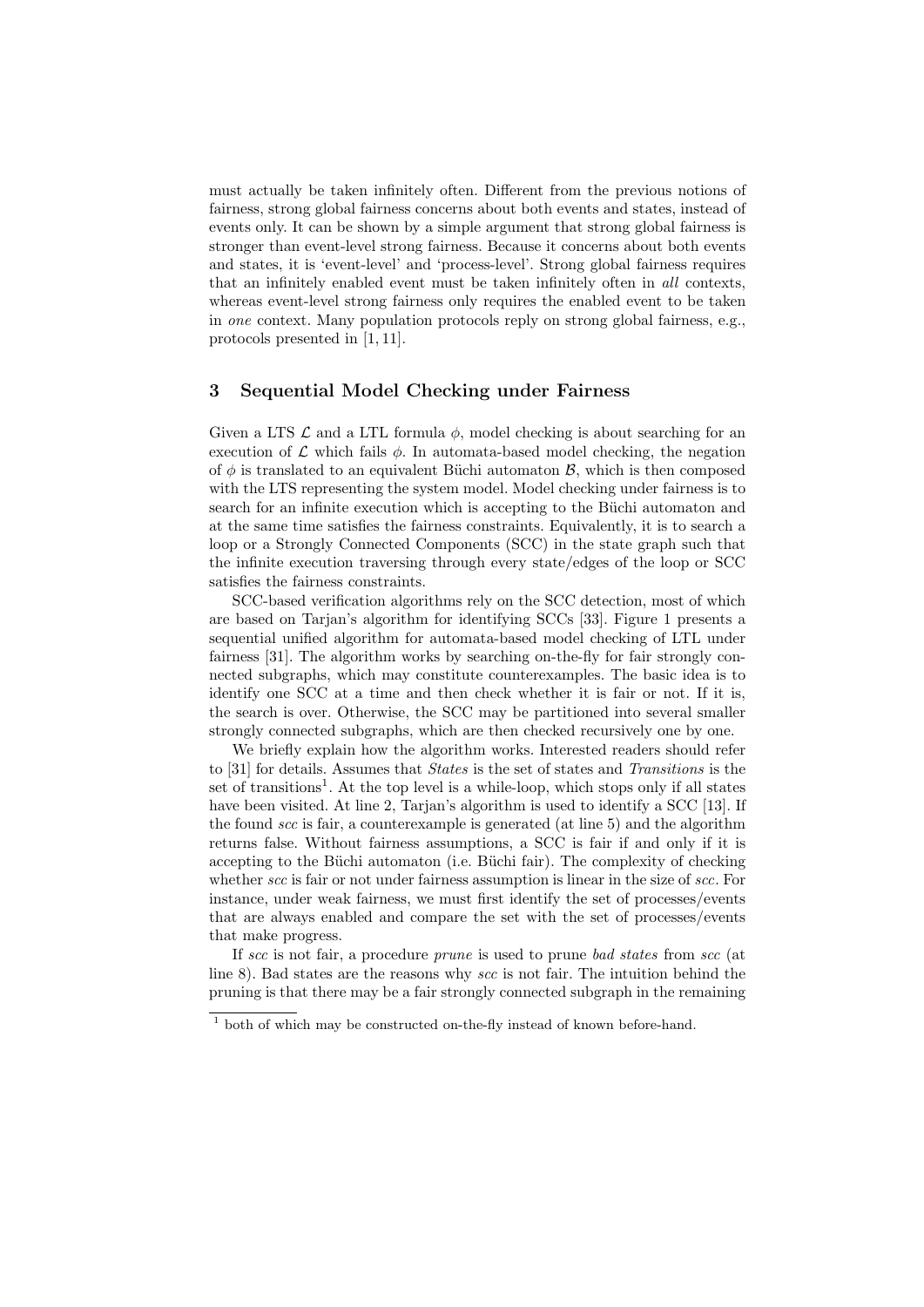must actually be taken infinitely often. Different from the previous notions of fairness, strong global fairness concerns about both events and states, instead of events only. It can be shown by a simple argument that strong global fairness is stronger than event-level strong fairness. Because it concerns about both events and states, it is 'event-level' and 'process-level'. Strong global fairness requires that an infinitely enabled event must be taken infinitely often in *all* contexts, whereas event-level strong fairness only requires the enabled event to be taken in *one* context. Many population protocols reply on strong global fairness, e.g., protocols presented in [1, 11].

## 3 Sequential Model Checking under Fairness

Given a LTS $\mathcal{L}$ and a LTL formula $\phi$, model checking is about searching for an execution of $\mathcal{L}$ which fails $\phi$. In automata-based model checking, the negation of $\phi$ is translated to an equivalent Büchi automaton $\mathcal{B}$, which is then composed with the LTS representing the system model. Model checking under fairness is to search for an infinite execution which is accepting to the Büchi automaton and at the same time satisfies the fairness constraints. Equivalently, it is to search a loop or a Strongly Connected Components (SCC) in the state graph such that the infinite execution traversing through every state/edges of the loop or SCC satisfies the fairness constraints.

SCC-based verification algorithms rely on the SCC detection, most of which are based on Tarjan's algorithm for identifying SCCs [33]. Figure 1 presents a sequential unified algorithm for automata-based model checking of LTL under fairness [31]. The algorithm works by searching on-the-fly for fair strongly connected subgraphs, which may constitute counterexamples. The basic idea is to identify one SCC at a time and then check whether it is fair or not. If it is, the search is over. Otherwise, the SCC may be partitioned into several smaller strongly connected subgraphs, which are then checked recursively one by one.

We briefly explain how the algorithm works. Interested readers should refer to [31] for details. Assumes that *States* is the set of states and *Transitions* is the set of transitions[1]. At the top level is a while-loop, which stops only if all states have been visited. At line 2, Tarjan's algorithm is used to identify a SCC [13]. If the found *scc* is fair, a counterexample is generated (at line 5) and the algorithm returns false. Without fairness assumptions, a SCC is fair if and only if it is accepting to the Büchi automaton (i.e. Büchi fair). The complexity of checking whether *scc* is fair or not under fairness assumption is linear in the size of *scc*. For instance, under weak fairness, we must first identify the set of processes/events that are always enabled and compare the set with the set of processes/events that make progress.

If *scc* is not fair, a procedure *prune* is used to prune *bad states* from *scc* (at line 8). Bad states are the reasons why *scc* is not fair. The intuition behind the pruning is that there may be a fair strongly connected subgraph in the remaining

[1] both of which may be constructed on-the-fly instead of known before-hand.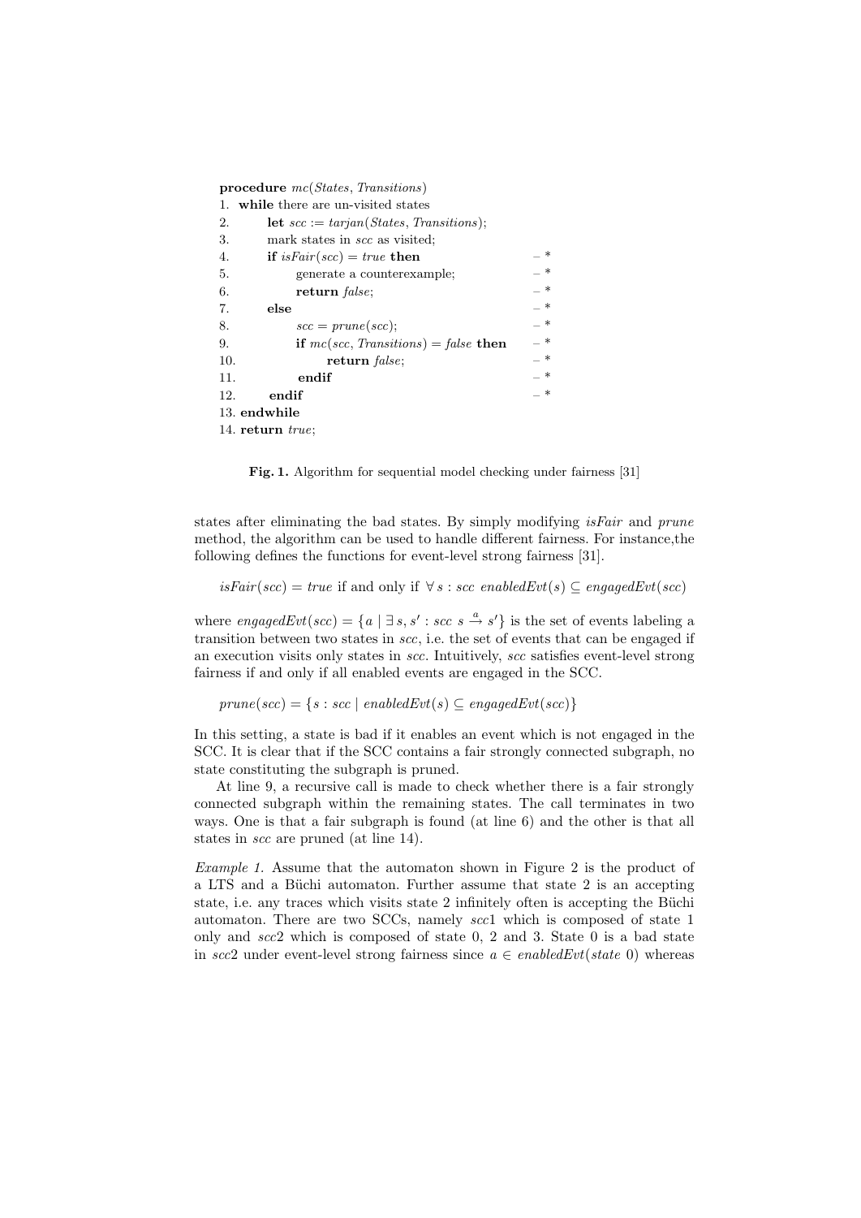```
procedure mc(States, Transitions)
1.  while there are un-visited states
2.      let scc := tarjan(States, Transitions);
3.      mark states in scc as visited;
4.      if isFair(scc) = true then                    – *
5.          generate a counterexample;                – *
6.          return false;                             – *
7.      else                                          – *
8.          scc = prune(scc);                         – *
9.          if mc(scc, Transitions) = false then      – *
10.             return false;                         – *
11.         endif                                     – *
12.     endif                                         – *
13. endwhile
14. return true;
```

**Fig. 1.** Algorithm for sequential model checking under fairness [31]

states after eliminating the bad states. By simply modifying *isFair* and *prune* method, the algorithm can be used to handle different fairness. For instance,the following defines the functions for event-level strong fairness [31].

$$isFair(scc) = true \text{ if and only if } \forall\, s : scc\ enabledEvt(s) \subseteq engagedEvt(scc)$$

where $engagedEvt(scc) = \{a \mid \exists\, s, s' : scc\ s \xrightarrow{a} s'\}$ is the set of events labeling a transition between two states in *scc*, i.e. the set of events that can be engaged if an execution visits only states in *scc*. Intuitively, *scc* satisfies event-level strong fairness if and only if all enabled events are engaged in the SCC.

$$prune(scc) = \{s : scc \mid enabledEvt(s) \subseteq engagedEvt(scc)\}$$

In this setting, a state is bad if it enables an event which is not engaged in the SCC. It is clear that if the SCC contains a fair strongly connected subgraph, no state constituting the subgraph is pruned.

At line 9, a recursive call is made to check whether there is a fair strongly connected subgraph within the remaining states. The call terminates in two ways. One is that a fair subgraph is found (at line 6) and the other is that all states in *scc* are pruned (at line 14).

*Example 1.* Assume that the automaton shown in Figure 2 is the product of a LTS and a Büchi automaton. Further assume that state 2 is an accepting state, i.e. any traces which visits state 2 infinitely often is accepting the Büchi automaton. There are two SCCs, namely *scc*1 which is composed of state 1 only and *scc*2 which is composed of state 0, 2 and 3. State 0 is a bad state in *scc*2 under event-level strong fairness since $a \in enabledEvt(state\ 0)$ whereas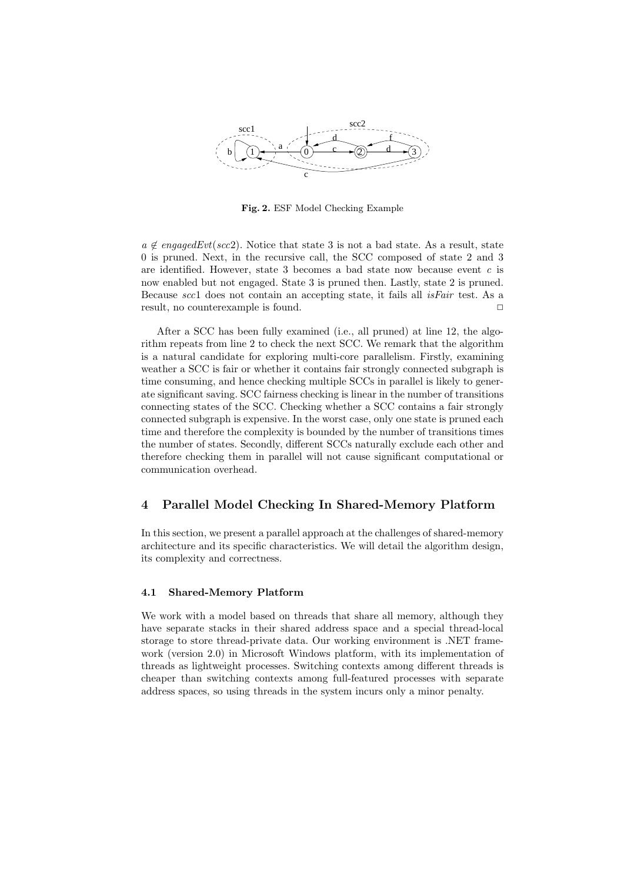**Fig. 2.** ESF Model Checking Example

$a \notin engagedEvt(scc2)$. Notice that state 3 is not a bad state. As a result, state 0 is pruned. Next, in the recursive call, the SCC composed of state 2 and 3 are identified. However, state 3 becomes a bad state now because event $c$ is now enabled but not engaged. State 3 is pruned then. Lastly, state 2 is pruned. Because $scc1$ does not contain an accepting state, it fails all *isFair* test. As a result, no counterexample is found. □

After a SCC has been fully examined (i.e., all pruned) at line 12, the algorithm repeats from line 2 to check the next SCC. We remark that the algorithm is a natural candidate for exploring multi-core parallelism. Firstly, examining weather a SCC is fair or whether it contains fair strongly connected subgraph is time consuming, and hence checking multiple SCCs in parallel is likely to generate significant saving. SCC fairness checking is linear in the number of transitions connecting states of the SCC. Checking whether a SCC contains a fair strongly connected subgraph is expensive. In the worst case, only one state is pruned each time and therefore the complexity is bounded by the number of transitions times the number of states. Secondly, different SCCs naturally exclude each other and therefore checking them in parallel will not cause significant computational or communication overhead.

## 4 Parallel Model Checking In Shared-Memory Platform

In this section, we present a parallel approach at the challenges of shared-memory architecture and its specific characteristics. We will detail the algorithm design, its complexity and correctness.

### 4.1 Shared-Memory Platform

We work with a model based on threads that share all memory, although they have separate stacks in their shared address space and a special thread-local storage to store thread-private data. Our working environment is .NET framework (version 2.0) in Microsoft Windows platform, with its implementation of threads as lightweight processes. Switching contexts among different threads is cheaper than switching contexts among full-featured processes with separate address spaces, so using threads in the system incurs only a minor penalty.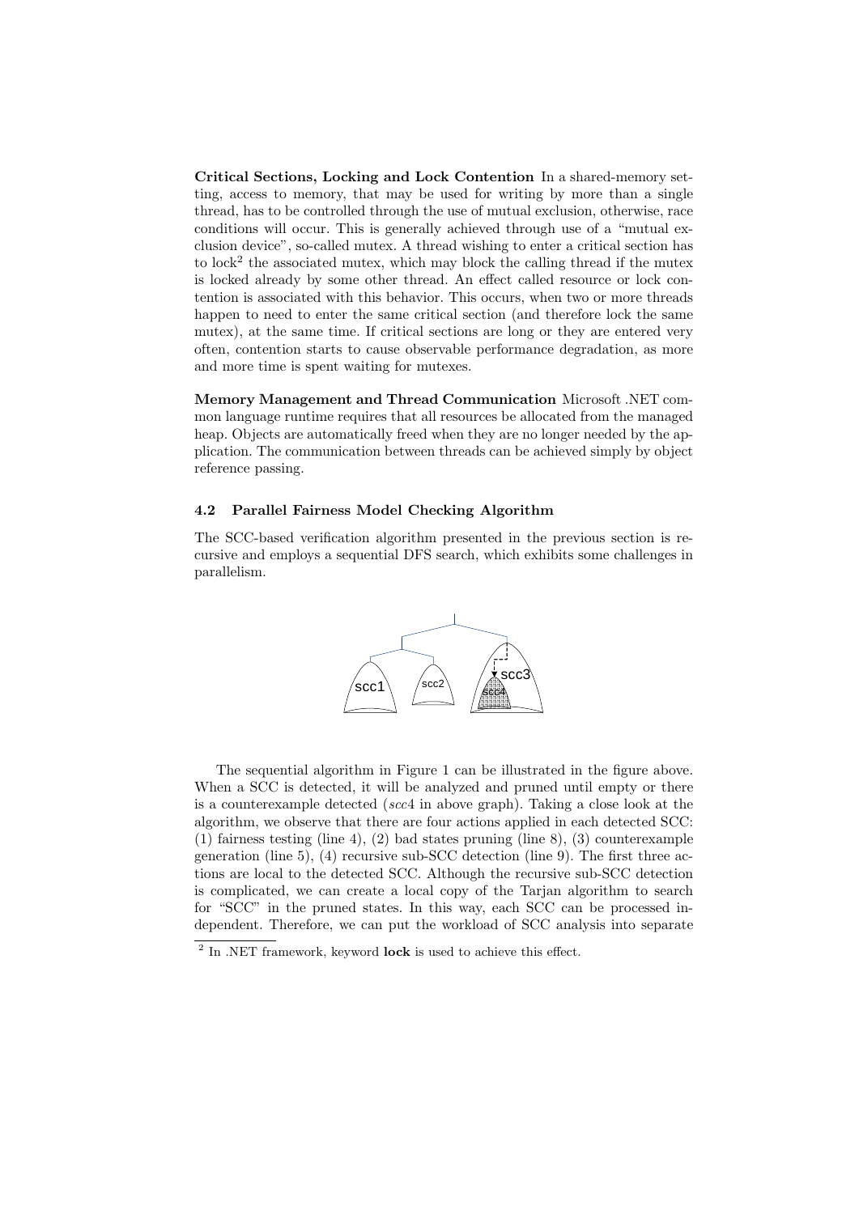**Critical Sections, Locking and Lock Contention** In a shared-memory setting, access to memory, that may be used for writing by more than a single thread, has to be controlled through the use of mutual exclusion, otherwise, race conditions will occur. This is generally achieved through use of a "mutual exclusion device", so-called mutex. A thread wishing to enter a critical section has to lock[2] the associated mutex, which may block the calling thread if the mutex is locked already by some other thread. An effect called resource or lock contention is associated with this behavior. This occurs, when two or more threads happen to need to enter the same critical section (and therefore lock the same mutex), at the same time. If critical sections are long or they are entered very often, contention starts to cause observable performance degradation, as more and more time is spent waiting for mutexes.

**Memory Management and Thread Communication** Microsoft .NET common language runtime requires that all resources be allocated from the managed heap. Objects are automatically freed when they are no longer needed by the application. The communication between threads can be achieved simply by object reference passing.

### 4.2 Parallel Fairness Model Checking Algorithm

The SCC-based verification algorithm presented in the previous section is recursive and employs a sequential DFS search, which exhibits some challenges in parallelism.

The sequential algorithm in Figure 1 can be illustrated in the figure above. When a SCC is detected, it will be analyzed and pruned until empty or there is a counterexample detected (*scc*4 in above graph). Taking a close look at the algorithm, we observe that there are four actions applied in each detected SCC: (1) fairness testing (line 4), (2) bad states pruning (line 8), (3) counterexample generation (line 5), (4) recursive sub-SCC detection (line 9). The first three actions are local to the detected SCC. Although the recursive sub-SCC detection is complicated, we can create a local copy of the Tarjan algorithm to search for "SCC" in the pruned states. In this way, each SCC can be processed independent. Therefore, we can put the workload of SCC analysis into separate

[2] In .NET framework, keyword **lock** is used to achieve this effect.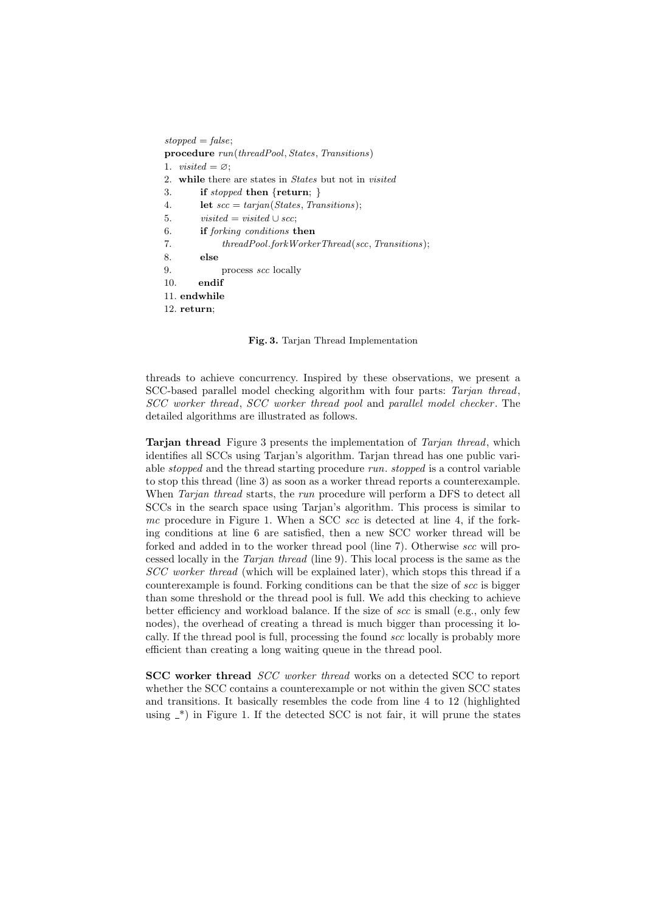```
stopped = false;
procedure run(threadPool, States, Transitions)
1.  visited = ∅;
2.  while there are states in States but not in visited
3.      if stopped then {return; }
4.      let scc = tarjan(States, Transitions);
5.      visited = visited ∪ scc;
6.      if forking conditions then
7.          threadPool.forkWorkerThread(scc, Transitions);
8.      else
9.          process scc locally
10.     endif
11. endwhile
12. return;
```

**Fig. 3.** Tarjan Thread Implementation

threads to achieve concurrency. Inspired by these observations, we present a SCC-based parallel model checking algorithm with four parts: *Tarjan thread*, *SCC worker thread*, *SCC worker thread pool* and *parallel model checker*. The detailed algorithms are illustrated as follows.

**Tarjan thread** Figure 3 presents the implementation of *Tarjan thread*, which identifies all SCCs using Tarjan's algorithm. Tarjan thread has one public variable *stopped* and the thread starting procedure *run*. *stopped* is a control variable to stop this thread (line 3) as soon as a worker thread reports a counterexample. When *Tarjan thread* starts, the *run* procedure will perform a DFS to detect all SCCs in the search space using Tarjan's algorithm. This process is similar to *mc* procedure in Figure 1. When a SCC *scc* is detected at line 4, if the forking conditions at line 6 are satisfied, then a new SCC worker thread will be forked and added in to the worker thread pool (line 7). Otherwise *scc* will processed locally in the *Tarjan thread* (line 9). This local process is the same as the *SCC worker thread* (which will be explained later), which stops this thread if a counterexample is found. Forking conditions can be that the size of *scc* is bigger than some threshold or the thread pool is full. We add this checking to achieve better efficiency and workload balance. If the size of *scc* is small (e.g., only few nodes), the overhead of creating a thread is much bigger than processing it locally. If the thread pool is full, processing the found *scc* locally is probably more efficient than creating a long waiting queue in the thread pool.

**SCC worker thread** *SCC worker thread* works on a detected SCC to report whether the SCC contains a counterexample or not within the given SCC states and transitions. It basically resembles the code from line 4 to 12 (highlighted using _*) in Figure 1. If the detected SCC is not fair, it will prune the states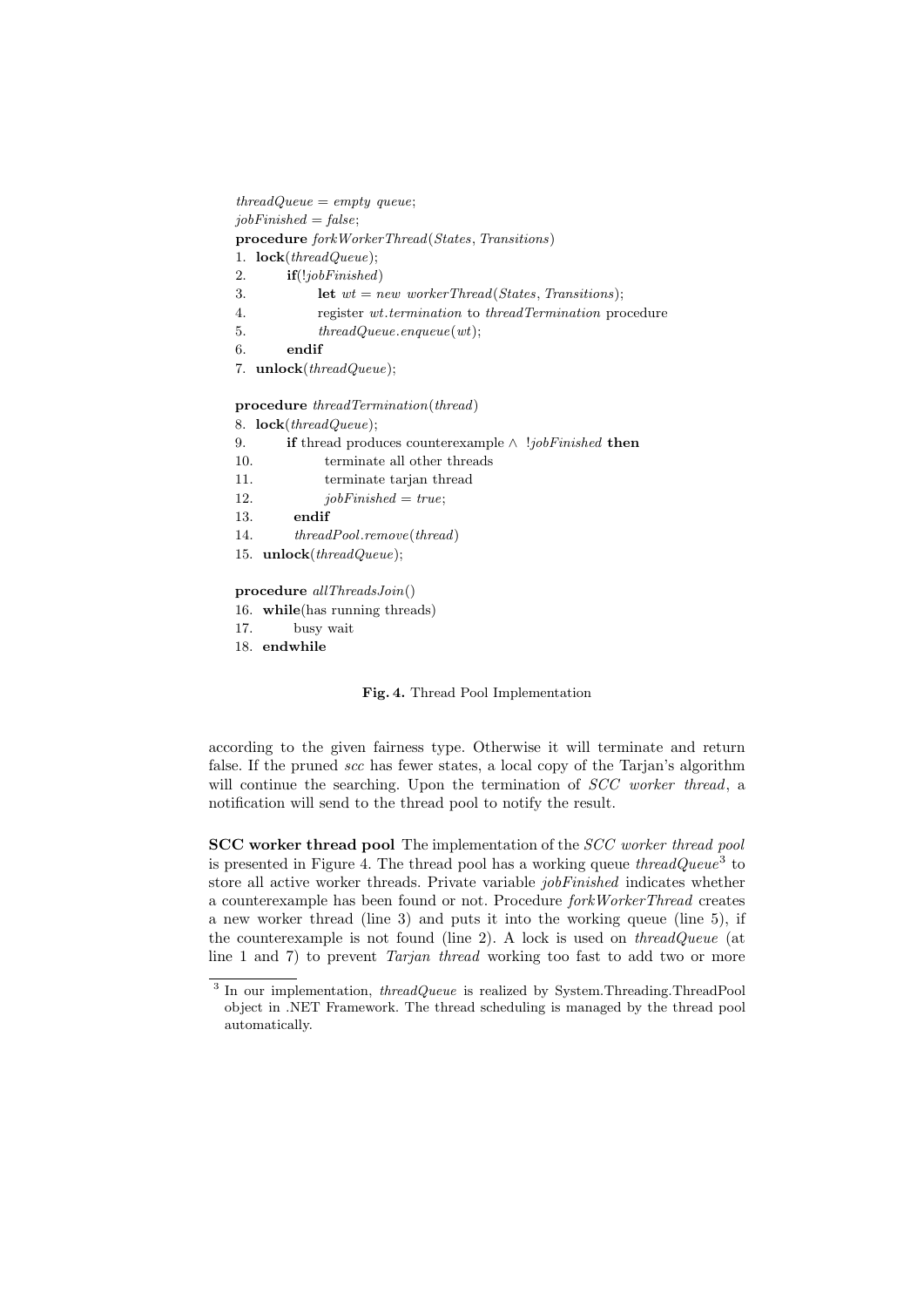```
threadQueue = empty queue;
jobFinished = false;
procedure forkWorkerThread(States, Transitions)
1.  lock(threadQueue);
2.      if(!jobFinished)
3.          let wt = new workerThread(States, Transitions);
4.          register wt.termination to threadTermination procedure
5.          threadQueue.enqueue(wt);
6.      endif
7.  unlock(threadQueue);

procedure threadTermination(thread)
8.  lock(threadQueue);
9.      if thread produces counterexample ∧ !jobFinished then
10.         terminate all other threads
11.         terminate tarjan thread
12.         jobFinished = true;
13.     endif
14.     threadPool.remove(thread)
15. unlock(threadQueue);

procedure allThreadsJoin()
16. while(has running threads)
17.     busy wait
18. endwhile
```

**Fig. 4.** Thread Pool Implementation

according to the given fairness type. Otherwise it will terminate and return false. If the pruned *scc* has fewer states, a local copy of the Tarjan's algorithm will continue the searching. Upon the termination of *SCC worker thread*, a notification will send to the thread pool to notify the result.

**SCC worker thread pool** The implementation of the *SCC worker thread pool* is presented in Figure 4. The thread pool has a working queue *threadQueue*[3] to store all active worker threads. Private variable *jobFinished* indicates whether a counterexample has been found or not. Procedure *forkWorkerThread* creates a new worker thread (line 3) and puts it into the working queue (line 5), if the counterexample is not found (line 2). A lock is used on *threadQueue* (at line 1 and 7) to prevent *Tarjan thread* working too fast to add two or more

[3] In our implementation, *threadQueue* is realized by System.Threading.ThreadPool object in .NET Framework. The thread scheduling is managed by the thread pool automatically.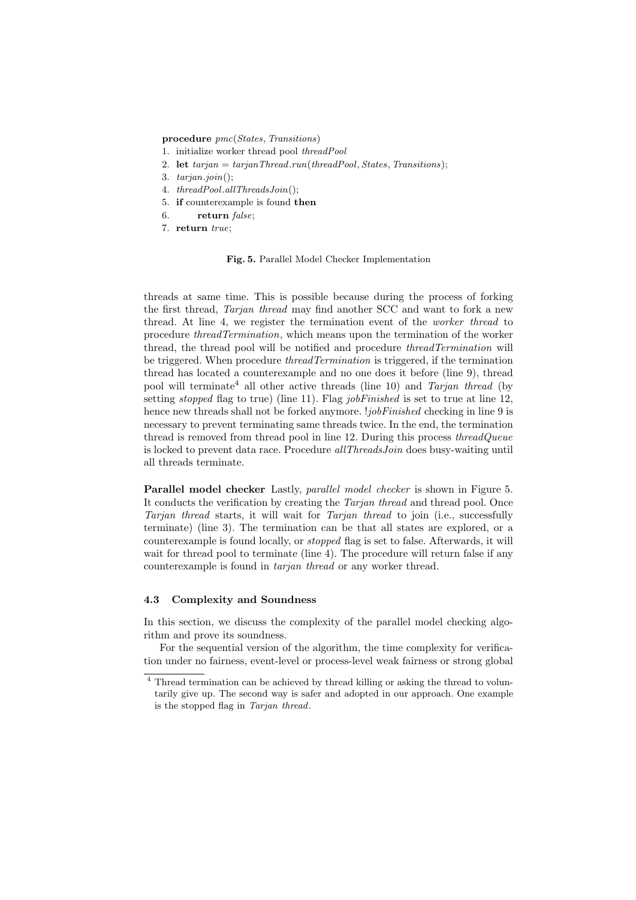**procedure** *pmc*(*States*, *Transitions*)

1. initialize worker thread pool *threadPool*
2. **let** *tarjan* = *tarjanThread*.*run*(*threadPool*, *States*, *Transitions*);
3. *tarjan*.*join*();
4. *threadPool*.*allThreadsJoin*();
5. **if** counterexample is found **then**
6. **return** *false*;
7. **return** *true*;

**Fig. 5.** Parallel Model Checker Implementation

threads at same time. This is possible because during the process of forking the first thread, *Tarjan thread* may find another SCC and want to fork a new thread. At line 4, we register the termination event of the *worker thread* to procedure *threadTermination*, which means upon the termination of the worker thread, the thread pool will be notified and procedure *threadTermination* will be triggered. When procedure *threadTermination* is triggered, if the termination thread has located a counterexample and no one does it before (line 9), thread pool will terminate[4] all other active threads (line 10) and *Tarjan thread* (by setting *stopped* flag to true) (line 11). Flag *jobFinished* is set to true at line 12, hence new threads shall not be forked anymore. !*jobFinished* checking in line 9 is necessary to prevent terminating same threads twice. In the end, the termination thread is removed from thread pool in line 12. During this process *threadQueue* is locked to prevent data race. Procedure *allThreadsJoin* does busy-waiting until all threads terminate.

**Parallel model checker** Lastly, *parallel model checker* is shown in Figure 5. It conducts the verification by creating the *Tarjan thread* and thread pool. Once *Tarjan thread* starts, it will wait for *Tarjan thread* to join (i.e., successfully terminate) (line 3). The termination can be that all states are explored, or a counterexample is found locally, or *stopped* flag is set to false. Afterwards, it will wait for thread pool to terminate (line 4). The procedure will return false if any counterexample is found in *tarjan thread* or any worker thread.

### 4.3 Complexity and Soundness

In this section, we discuss the complexity of the parallel model checking algorithm and prove its soundness.

For the sequential version of the algorithm, the time complexity for verification under no fairness, event-level or process-level weak fairness or strong global

[4] Thread termination can be achieved by thread killing or asking the thread to voluntarily give up. The second way is safer and adopted in our approach. One example is the stopped flag in *Tarjan thread*.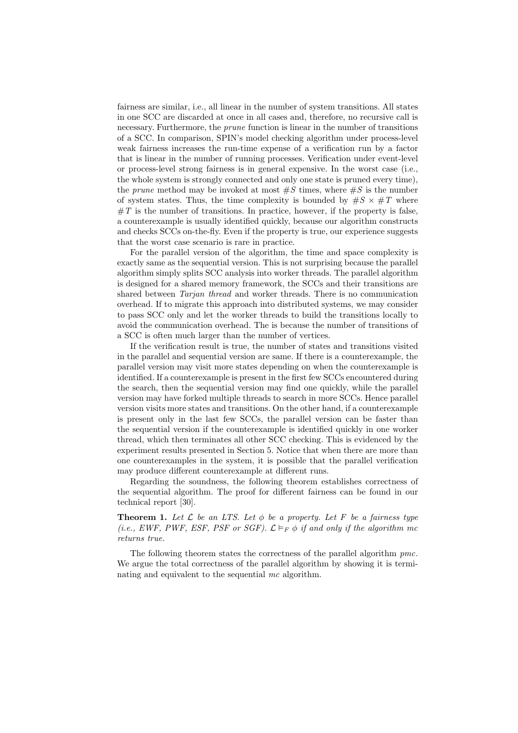fairness are similar, i.e., all linear in the number of system transitions. All states in one SCC are discarded at once in all cases and, therefore, no recursive call is necessary. Furthermore, the *prune* function is linear in the number of transitions of a SCC. In comparison, SPIN's model checking algorithm under process-level weak fairness increases the run-time expense of a verification run by a factor that is linear in the number of running processes. Verification under event-level or process-level strong fairness is in general expensive. In the worst case (i.e., the whole system is strongly connected and only one state is pruned every time), the *prune* method may be invoked at most $\#S$ times, where $\#S$ is the number of system states. Thus, the time complexity is bounded by $\#S \times \#T$ where $\#T$ is the number of transitions. In practice, however, if the property is false, a counterexample is usually identified quickly, because our algorithm constructs and checks SCCs on-the-fly. Even if the property is true, our experience suggests that the worst case scenario is rare in practice.

For the parallel version of the algorithm, the time and space complexity is exactly same as the sequential version. This is not surprising because the parallel algorithm simply splits SCC analysis into worker threads. The parallel algorithm is designed for a shared memory framework, the SCCs and their transitions are shared between *Tarjan thread* and worker threads. There is no communication overhead. If to migrate this approach into distributed systems, we may consider to pass SCC only and let the worker threads to build the transitions locally to avoid the communication overhead. The is because the number of transitions of a SCC is often much larger than the number of vertices.

If the verification result is true, the number of states and transitions visited in the parallel and sequential version are same. If there is a counterexample, the parallel version may visit more states depending on when the counterexample is identified. If a counterexample is present in the first few SCCs encountered during the search, then the sequential version may find one quickly, while the parallel version may have forked multiple threads to search in more SCCs. Hence parallel version visits more states and transitions. On the other hand, if a counterexample is present only in the last few SCCs, the parallel version can be faster than the sequential version if the counterexample is identified quickly in one worker thread, which then terminates all other SCC checking. This is evidenced by the experiment results presented in Section 5. Notice that when there are more than one counterexamples in the system, it is possible that the parallel verification may produce different counterexample at different runs.

Regarding the soundness, the following theorem establishes correctness of the sequential algorithm. The proof for different fairness can be found in our technical report [30].

**Theorem 1.** *Let $\mathcal{L}$ be an LTS. Let $\phi$ be a property. Let $F$ be a fairness type (i.e., EWF, PWF, ESF, PSF or SGF). $\mathcal{L} \vDash_F \phi$ if and only if the algorithm mc returns true.*

The following theorem states the correctness of the parallel algorithm *pmc*. We argue the total correctness of the parallel algorithm by showing it is terminating and equivalent to the sequential *mc* algorithm.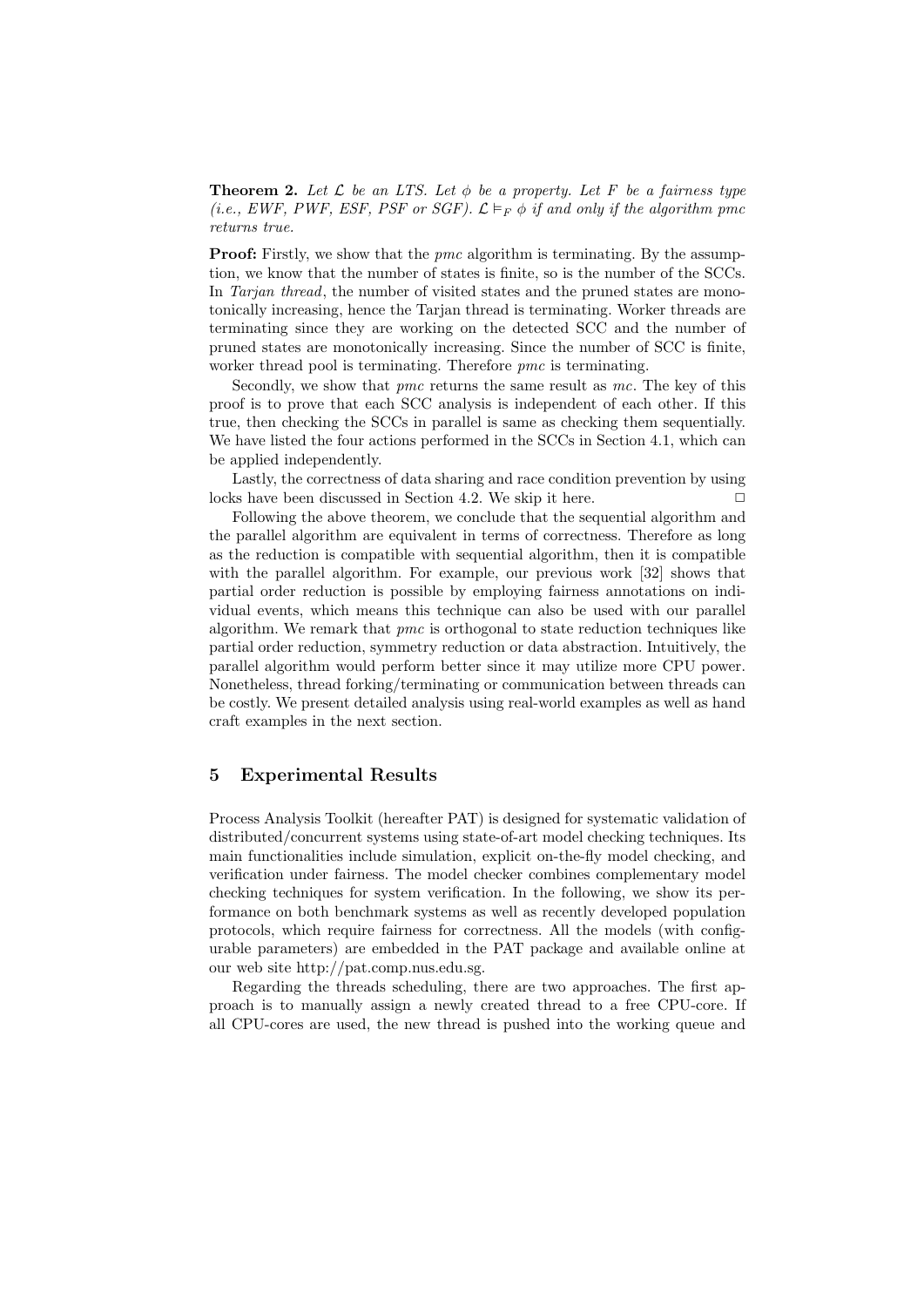**Theorem 2.** *Let $\mathcal{L}$ be an LTS. Let $\phi$ be a property. Let $F$ be a fairness type (i.e., EWF, PWF, ESF, PSF or SGF). $\mathcal{L} \vDash_F \phi$ if and only if the algorithm pmc returns true.*

**Proof:** Firstly, we show that the *pmc* algorithm is terminating. By the assumption, we know that the number of states is finite, so is the number of the SCCs. In *Tarjan thread*, the number of visited states and the pruned states are monotonically increasing, hence the Tarjan thread is terminating. Worker threads are terminating since they are working on the detected SCC and the number of pruned states are monotonically increasing. Since the number of SCC is finite, worker thread pool is terminating. Therefore *pmc* is terminating.

Secondly, we show that *pmc* returns the same result as *mc*. The key of this proof is to prove that each SCC analysis is independent of each other. If this true, then checking the SCCs in parallel is same as checking them sequentially. We have listed the four actions performed in the SCCs in Section 4.1, which can be applied independently.

Lastly, the correctness of data sharing and race condition prevention by using locks have been discussed in Section 4.2. We skip it here. □

Following the above theorem, we conclude that the sequential algorithm and the parallel algorithm are equivalent in terms of correctness. Therefore as long as the reduction is compatible with sequential algorithm, then it is compatible with the parallel algorithm. For example, our previous work [32] shows that partial order reduction is possible by employing fairness annotations on individual events, which means this technique can also be used with our parallel algorithm. We remark that *pmc* is orthogonal to state reduction techniques like partial order reduction, symmetry reduction or data abstraction. Intuitively, the parallel algorithm would perform better since it may utilize more CPU power. Nonetheless, thread forking/terminating or communication between threads can be costly. We present detailed analysis using real-world examples as well as hand craft examples in the next section.

## 5 Experimental Results

Process Analysis Toolkit (hereafter PAT) is designed for systematic validation of distributed/concurrent systems using state-of-art model checking techniques. Its main functionalities include simulation, explicit on-the-fly model checking, and verification under fairness. The model checker combines complementary model checking techniques for system verification. In the following, we show its performance on both benchmark systems as well as recently developed population protocols, which require fairness for correctness. All the models (with configurable parameters) are embedded in the PAT package and available online at our web site http://pat.comp.nus.edu.sg.

Regarding the threads scheduling, there are two approaches. The first approach is to manually assign a newly created thread to a free CPU-core. If all CPU-cores are used, the new thread is pushed into the working queue and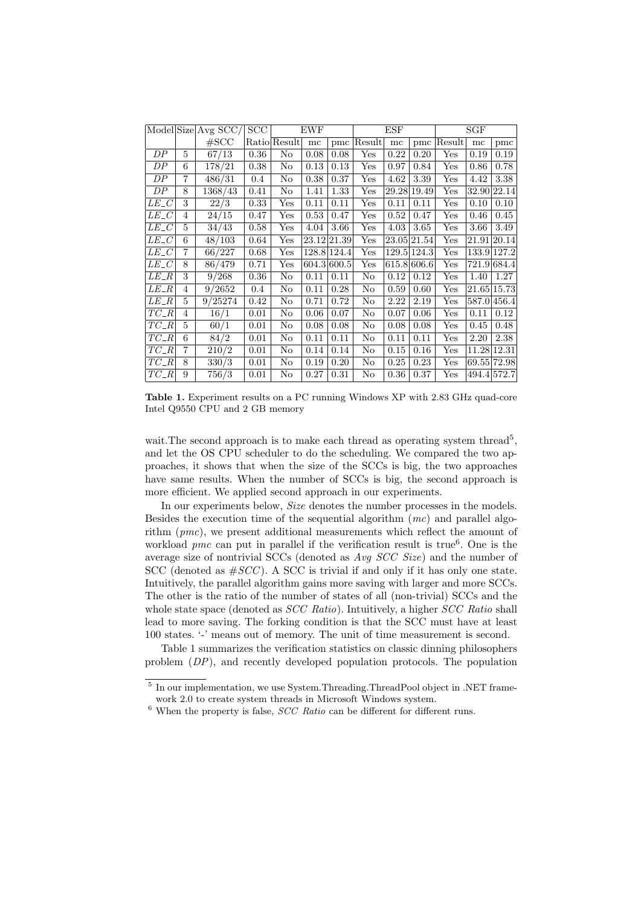| Model | Size | Avg SCC/ | SCC | EWF | | | ESF | | | SGF | | |
|---|---|---|---|---|---|---|---|---|---|---|---|---|
| | | #SCC | Ratio | Result | mc | pmc | Result | mc | pmc | Result | mc | pmc |
| $DP$ | 5 | 67/13 | 0.36 | No | 0.08 | 0.08 | Yes | 0.22 | 0.20 | Yes | 0.19 | 0.19 |
| $DP$ | 6 | 178/21 | 0.38 | No | 0.13 | 0.13 | Yes | 0.97 | 0.84 | Yes | 0.86 | 0.78 |
| $DP$ | 7 | 486/31 | 0.4 | No | 0.38 | 0.37 | Yes | 4.62 | 3.39 | Yes | 4.42 | 3.38 |
| $DP$ | 8 | 1368/43 | 0.41 | No | 1.41 | 1.33 | Yes | 29.28 | 19.49 | Yes | 32.90 | 22.14 |
| $LE\_C$ | 3 | 22/3 | 0.33 | Yes | 0.11 | 0.11 | Yes | 0.11 | 0.11 | Yes | 0.10 | 0.10 |
| $LE\_C$ | 4 | 24/15 | 0.47 | Yes | 0.53 | 0.47 | Yes | 0.52 | 0.47 | Yes | 0.46 | 0.45 |
| $LE\_C$ | 5 | 34/43 | 0.58 | Yes | 4.04 | 3.66 | Yes | 4.03 | 3.65 | Yes | 3.66 | 3.49 |
| $LE\_C$ | 6 | 48/103 | 0.64 | Yes | 23.12 | 21.39 | Yes | 23.05 | 21.54 | Yes | 21.91 | 20.14 |
| $LE\_C$ | 7 | 66/227 | 0.68 | Yes | 128.8 | 124.4 | Yes | 129.5 | 124.3 | Yes | 133.9 | 127.2 |
| $LE\_C$ | 8 | 86/479 | 0.71 | Yes | 604.3 | 600.5 | Yes | 615.8 | 606.6 | Yes | 721.9 | 684.4 |
| $LE\_R$ | 3 | 9/268 | 0.36 | No | 0.11 | 0.11 | No | 0.12 | 0.12 | Yes | 1.40 | 1.27 |
| $LE\_R$ | 4 | 9/2652 | 0.4 | No | 0.11 | 0.28 | No | 0.59 | 0.60 | Yes | 21.65 | 15.73 |
| $LE\_R$ | 5 | 9/25274 | 0.42 | No | 0.71 | 0.72 | No | 2.22 | 2.19 | Yes | 587.0 | 456.4 |
| $TC\_R$ | 4 | 16/1 | 0.01 | No | 0.06 | 0.07 | No | 0.07 | 0.06 | Yes | 0.11 | 0.12 |
| $TC\_R$ | 5 | 60/1 | 0.01 | No | 0.08 | 0.08 | No | 0.08 | 0.08 | Yes | 0.45 | 0.48 |
| $TC\_R$ | 6 | 84/2 | 0.01 | No | 0.11 | 0.11 | No | 0.11 | 0.11 | Yes | 2.20 | 2.38 |
| $TC\_R$ | 7 | 210/2 | 0.01 | No | 0.14 | 0.14 | No | 0.15 | 0.16 | Yes | 11.28 | 12.31 |
| $TC\_R$ | 8 | 330/3 | 0.01 | No | 0.19 | 0.20 | No | 0.25 | 0.23 | Yes | 69.55 | 72.98 |
| $TC\_R$ | 9 | 756/3 | 0.01 | No | 0.27 | 0.31 | No | 0.36 | 0.37 | Yes | 494.4 | 572.7 |

**Table 1.** Experiment results on a PC running Windows XP with 2.83 GHz quad-core Intel Q9550 CPU and 2 GB memory

wait.The second approach is to make each thread as operating system thread[5], and let the OS CPU scheduler to do the scheduling. We compared the two approaches, it shows that when the size of the SCCs is big, the two approaches have same results. When the number of SCCs is big, the second approach is more efficient. We applied second approach in our experiments.

In our experiments below, *Size* denotes the number processes in the models. Besides the execution time of the sequential algorithm (*mc*) and parallel algorithm (*pmc*), we present additional measurements which reflect the amount of workload *pmc* can put in parallel if the verification result is true[6]. One is the average size of nontrivial SCCs (denoted as *Avg SCC Size*) and the number of SCC (denoted as *#SCC*). A SCC is trivial if and only if it has only one state. Intuitively, the parallel algorithm gains more saving with larger and more SCCs. The other is the ratio of the number of states of all (non-trivial) SCCs and the whole state space (denoted as *SCC Ratio*). Intuitively, a higher *SCC Ratio* shall lead to more saving. The forking condition is that the SCC must have at least 100 states. '-' means out of memory. The unit of time measurement is second.

Table 1 summarizes the verification statistics on classic dinning philosophers problem (*DP*), and recently developed population protocols. The population

[5] In our implementation, we use System.Threading.ThreadPool object in .NET framework 2.0 to create system threads in Microsoft Windows system.

[6] When the property is false, *SCC Ratio* can be different for different runs.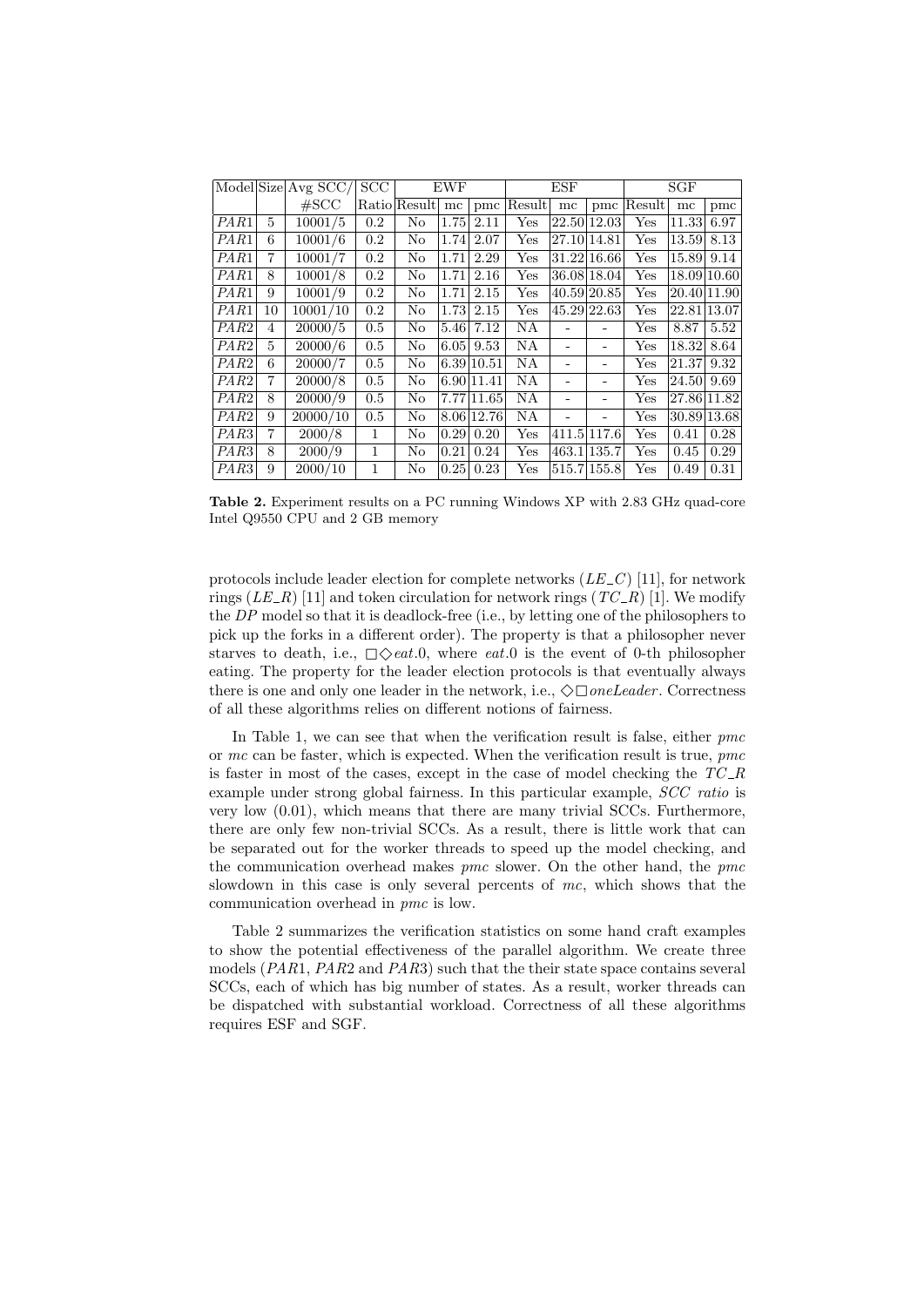| Model | Size | Avg SCC/ | SCC | EWF | | | ESF | | | SGF | | |
|---|---|---|---|---|---|---|---|---|---|---|---|---|
| | | #SCC | Ratio | Result | mc | pmc | Result | mc | pmc | Result | mc | pmc |
| $PAR1$ | 5 | 10001/5 | 0.2 | No | 1.75 | 2.11 | Yes | 22.50 | 12.03 | Yes | 11.33 | 6.97 |
| $PAR1$ | 6 | 10001/6 | 0.2 | No | 1.74 | 2.07 | Yes | 27.10 | 14.81 | Yes | 13.59 | 8.13 |
| $PAR1$ | 7 | 10001/7 | 0.2 | No | 1.71 | 2.29 | Yes | 31.22 | 16.66 | Yes | 15.89 | 9.14 |
| $PAR1$ | 8 | 10001/8 | 0.2 | No | 1.71 | 2.16 | Yes | 36.08 | 18.04 | Yes | 18.09 | 10.60 |
| $PAR1$ | 9 | 10001/9 | 0.2 | No | 1.71 | 2.15 | Yes | 40.59 | 20.85 | Yes | 20.40 | 11.90 |
| $PAR1$ | 10 | 10001/10 | 0.2 | No | 1.73 | 2.15 | Yes | 45.29 | 22.63 | Yes | 22.81 | 13.07 |
| $PAR2$ | 4 | 20000/5 | 0.5 | No | 5.46 | 7.12 | NA | - | - | Yes | 8.87 | 5.52 |
| $PAR2$ | 5 | 20000/6 | 0.5 | No | 6.05 | 9.53 | NA | - | - | Yes | 18.32 | 8.64 |
| $PAR2$ | 6 | 20000/7 | 0.5 | No | 6.39 | 10.51 | NA | - | - | Yes | 21.37 | 9.32 |
| $PAR2$ | 7 | 20000/8 | 0.5 | No | 6.90 | 11.41 | NA | - | - | Yes | 24.50 | 9.69 |
| $PAR2$ | 8 | 20000/9 | 0.5 | No | 7.77 | 11.65 | NA | - | - | Yes | 27.86 | 11.82 |
| $PAR2$ | 9 | 20000/10 | 0.5 | No | 8.06 | 12.76 | NA | - | - | Yes | 30.89 | 13.68 |
| $PAR3$ | 7 | 2000/8 | 1 | No | 0.29 | 0.20 | Yes | 411.5 | 117.6 | Yes | 0.41 | 0.28 |
| $PAR3$ | 8 | 2000/9 | 1 | No | 0.21 | 0.24 | Yes | 463.1 | 135.7 | Yes | 0.45 | 0.29 |
| $PAR3$ | 9 | 2000/10 | 1 | No | 0.25 | 0.23 | Yes | 515.7 | 155.8 | Yes | 0.49 | 0.31 |

**Table 2.** Experiment results on a PC running Windows XP with 2.83 GHz quad-core Intel Q9550 CPU and 2 GB memory

protocols include leader election for complete networks ($LE\_C$) [11], for network rings ($LE\_R$) [11] and token circulation for network rings ($TC\_R$) [1]. We modify the $DP$ model so that it is deadlock-free (i.e., by letting one of the philosophers to pick up the forks in a different order). The property is that a philosopher never starves to death, i.e., $\Box\Diamond eat.0$, where $eat.0$ is the event of 0-th philosopher eating. The property for the leader election protocols is that eventually always there is one and only one leader in the network, i.e., $\Diamond\Box oneLeader$. Correctness of all these algorithms relies on different notions of fairness.

In Table 1, we can see that when the verification result is false, either *pmc* or *mc* can be faster, which is expected. When the verification result is true, *pmc* is faster in most of the cases, except in the case of model checking the $TC\_R$ example under strong global fairness. In this particular example, *SCC ratio* is very low (0.01), which means that there are many trivial SCCs. Furthermore, there are only few non-trivial SCCs. As a result, there is little work that can be separated out for the worker threads to speed up the model checking, and the communication overhead makes *pmc* slower. On the other hand, the *pmc* slowdown in this case is only several percents of *mc*, which shows that the communication overhead in *pmc* is low.

Table 2 summarizes the verification statistics on some hand craft examples to show the potential effectiveness of the parallel algorithm. We create three models ($PAR1$, $PAR2$ and $PAR3$) such that the their state space contains several SCCs, each of which has big number of states. As a result, worker threads can be dispatched with substantial workload. Correctness of all these algorithms requires ESF and SGF.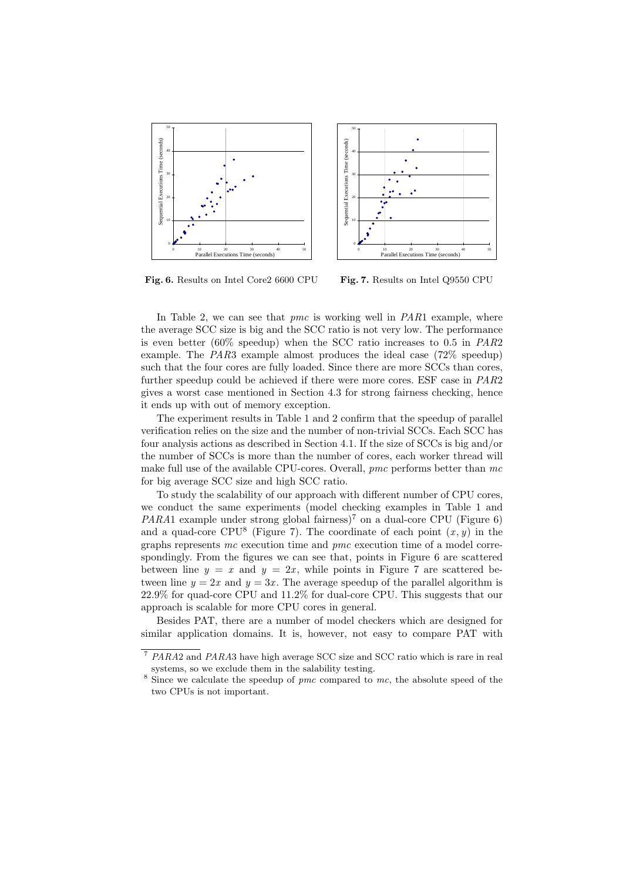**Fig. 6.** Results on Intel Core2 6600 CPU

**Fig. 7.** Results on Intel Q9550 CPU

In Table 2, we can see that *pmc* is working well in *PAR*1 example, where the average SCC size is big and the SCC ratio is not very low. The performance is even better (60% speedup) when the SCC ratio increases to 0.5 in *PAR*2 example. The *PAR*3 example almost produces the ideal case (72% speedup) such that the four cores are fully loaded. Since there are more SCCs than cores, further speedup could be achieved if there were more cores. ESF case in *PAR*2 gives a worst case mentioned in Section 4.3 for strong fairness checking, hence it ends up with out of memory exception.

The experiment results in Table 1 and 2 confirm that the speedup of parallel verification relies on the size and the number of non-trivial SCCs. Each SCC has four analysis actions as described in Section 4.1. If the size of SCCs is big and/or the number of SCCs is more than the number of cores, each worker thread will make full use of the available CPU-cores. Overall, *pmc* performs better than *mc* for big average SCC size and high SCC ratio.

To study the scalability of our approach with different number of CPU cores, we conduct the same experiments (model checking examples in Table 1 and *PARA*1 example under strong global fairness)[7] on a dual-core CPU (Figure 6) and a quad-core CPU[8] (Figure 7). The coordinate of each point $(x, y)$ in the graphs represents *mc* execution time and *pmc* execution time of a model correspondingly. From the figures we can see that, points in Figure 6 are scattered between line $y = x$ and $y = 2x$, while points in Figure 7 are scattered between line $y = 2x$ and $y = 3x$. The average speedup of the parallel algorithm is 22.9% for quad-core CPU and 11.2% for dual-core CPU. This suggests that our approach is scalable for more CPU cores in general.

Besides PAT, there are a number of model checkers which are designed for similar application domains. It is, however, not easy to compare PAT with

[7] *PARA*2 and *PARA*3 have high average SCC size and SCC ratio which is rare in real systems, so we exclude them in the salability testing.

[8] Since we calculate the speedup of *pmc* compared to *mc*, the absolute speed of the two CPUs is not important.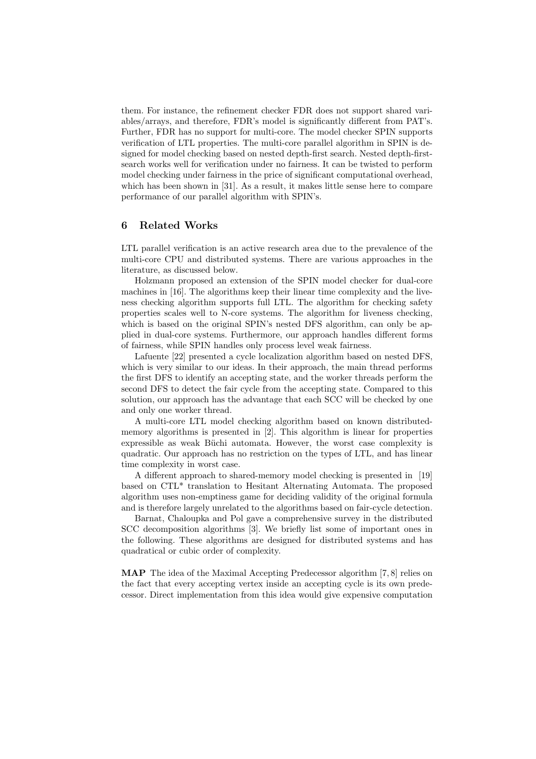them. For instance, the refinement checker FDR does not support shared variables/arrays, and therefore, FDR's model is significantly different from PAT's. Further, FDR has no support for multi-core. The model checker SPIN supports verification of LTL properties. The multi-core parallel algorithm in SPIN is designed for model checking based on nested depth-first search. Nested depth-first-search works well for verification under no fairness. It can be twisted to perform model checking under fairness in the price of significant computational overhead, which has been shown in [31]. As a result, it makes little sense here to compare performance of our parallel algorithm with SPIN's.

## 6 Related Works

LTL parallel verification is an active research area due to the prevalence of the multi-core CPU and distributed systems. There are various approaches in the literature, as discussed below.

Holzmann proposed an extension of the SPIN model checker for dual-core machines in [16]. The algorithms keep their linear time complexity and the liveness checking algorithm supports full LTL. The algorithm for checking safety properties scales well to N-core systems. The algorithm for liveness checking, which is based on the original SPIN's nested DFS algorithm, can only be applied in dual-core systems. Furthermore, our approach handles different forms of fairness, while SPIN handles only process level weak fairness.

Lafuente [22] presented a cycle localization algorithm based on nested DFS, which is very similar to our ideas. In their approach, the main thread performs the first DFS to identify an accepting state, and the worker threads perform the second DFS to detect the fair cycle from the accepting state. Compared to this solution, our approach has the advantage that each SCC will be checked by one and only one worker thread.

A multi-core LTL model checking algorithm based on known distributed-memory algorithms is presented in [2]. This algorithm is linear for properties expressible as weak Büchi automata. However, the worst case complexity is quadratic. Our approach has no restriction on the types of LTL, and has linear time complexity in worst case.

A different approach to shared-memory model checking is presented in [19] based on CTL* translation to Hesitant Alternating Automata. The proposed algorithm uses non-emptiness game for deciding validity of the original formula and is therefore largely unrelated to the algorithms based on fair-cycle detection.

Barnat, Chaloupka and Pol gave a comprehensive survey in the distributed SCC decomposition algorithms [3]. We briefly list some of important ones in the following. These algorithms are designed for distributed systems and has quadratical or cubic order of complexity.

**MAP** The idea of the Maximal Accepting Predecessor algorithm [7, 8] relies on the fact that every accepting vertex inside an accepting cycle is its own predecessor. Direct implementation from this idea would give expensive computation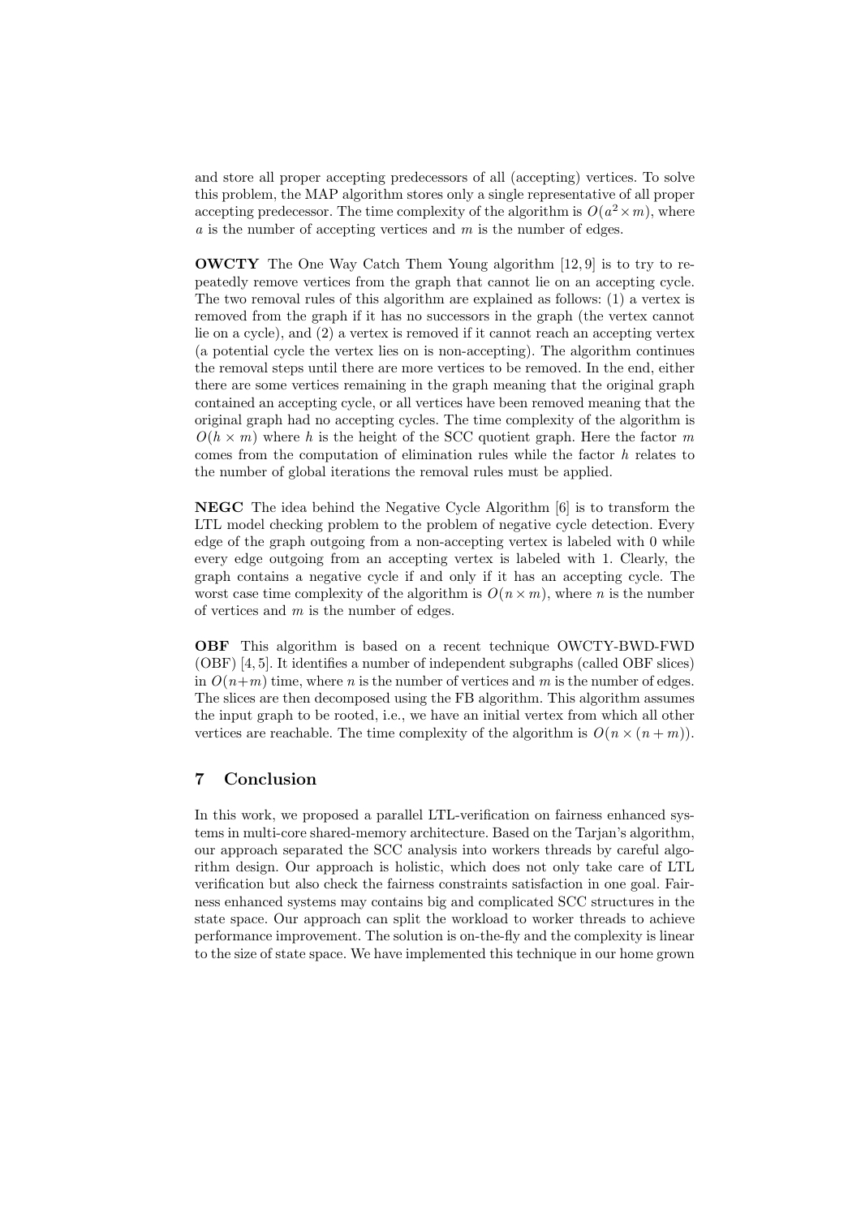and store all proper accepting predecessors of all (accepting) vertices. To solve this problem, the MAP algorithm stores only a single representative of all proper accepting predecessor. The time complexity of the algorithm is $O(a^2 \times m)$, where $a$ is the number of accepting vertices and $m$ is the number of edges.

**OWCTY** The One Way Catch Them Young algorithm [12, 9] is to try to repeatedly remove vertices from the graph that cannot lie on an accepting cycle. The two removal rules of this algorithm are explained as follows: (1) a vertex is removed from the graph if it has no successors in the graph (the vertex cannot lie on a cycle), and (2) a vertex is removed if it cannot reach an accepting vertex (a potential cycle the vertex lies on is non-accepting). The algorithm continues the removal steps until there are more vertices to be removed. In the end, either there are some vertices remaining in the graph meaning that the original graph contained an accepting cycle, or all vertices have been removed meaning that the original graph had no accepting cycles. The time complexity of the algorithm is $O(h \times m)$ where $h$ is the height of the SCC quotient graph. Here the factor $m$ comes from the computation of elimination rules while the factor $h$ relates to the number of global iterations the removal rules must be applied.

**NEGC** The idea behind the Negative Cycle Algorithm [6] is to transform the LTL model checking problem to the problem of negative cycle detection. Every edge of the graph outgoing from a non-accepting vertex is labeled with 0 while every edge outgoing from an accepting vertex is labeled with 1. Clearly, the graph contains a negative cycle if and only if it has an accepting cycle. The worst case time complexity of the algorithm is $O(n \times m)$, where $n$ is the number of vertices and $m$ is the number of edges.

**OBF** This algorithm is based on a recent technique OWCTY-BWD-FWD (OBF) [4, 5]. It identifies a number of independent subgraphs (called OBF slices) in $O(n+m)$ time, where $n$ is the number of vertices and $m$ is the number of edges. The slices are then decomposed using the FB algorithm. This algorithm assumes the input graph to be rooted, i.e., we have an initial vertex from which all other vertices are reachable. The time complexity of the algorithm is $O(n \times (n + m))$.

## 7 Conclusion

In this work, we proposed a parallel LTL-verification on fairness enhanced systems in multi-core shared-memory architecture. Based on the Tarjan's algorithm, our approach separated the SCC analysis into workers threads by careful algorithm design. Our approach is holistic, which does not only take care of LTL verification but also check the fairness constraints satisfaction in one goal. Fairness enhanced systems may contains big and complicated SCC structures in the state space. Our approach can split the workload to worker threads to achieve performance improvement. The solution is on-the-fly and the complexity is linear to the size of state space. We have implemented this technique in our home grown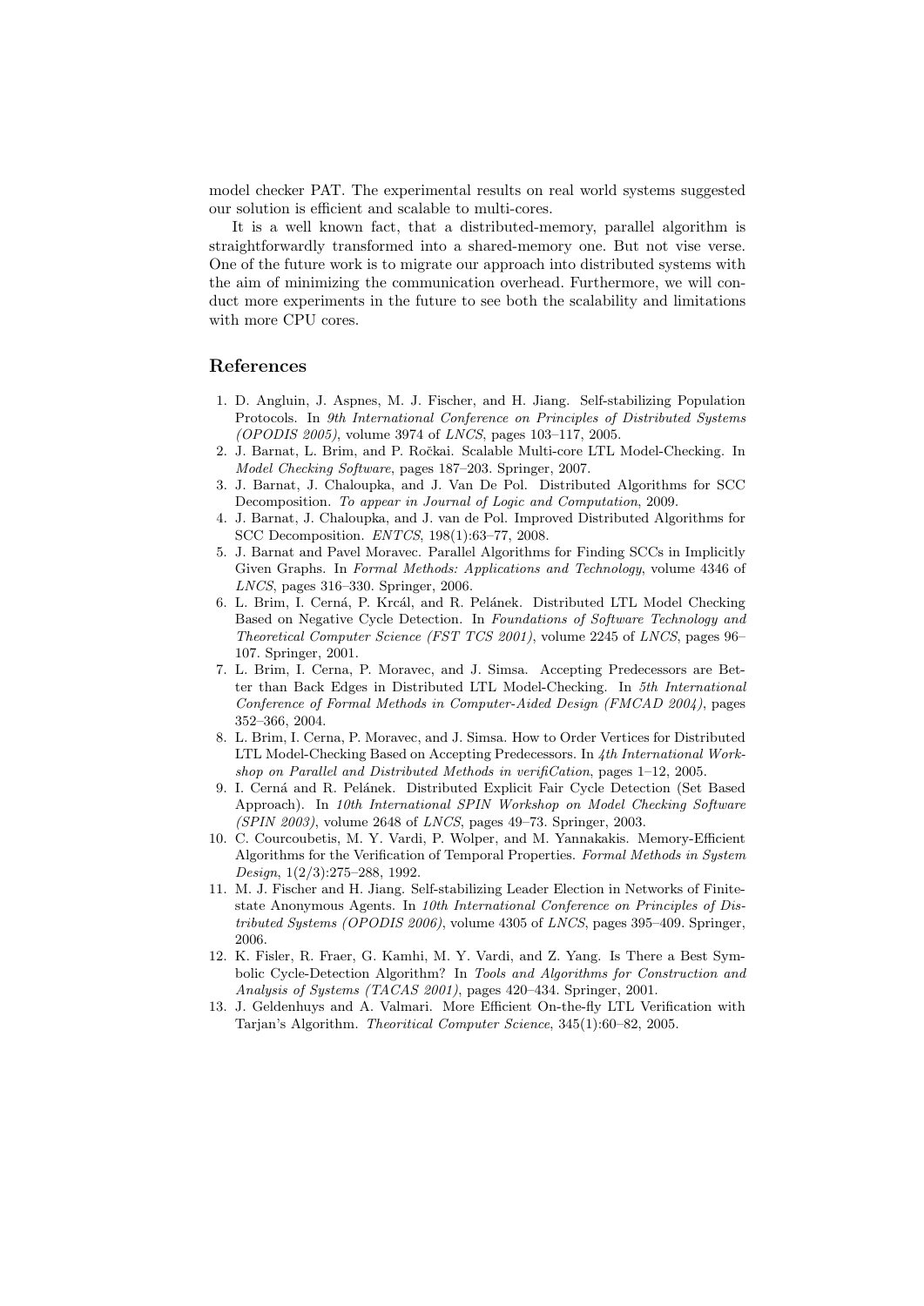model checker PAT. The experimental results on real world systems suggested our solution is efficient and scalable to multi-cores.

It is a well known fact, that a distributed-memory, parallel algorithm is straightforwardly transformed into a shared-memory one. But not vise verse. One of the future work is to migrate our approach into distributed systems with the aim of minimizing the communication overhead. Furthermore, we will conduct more experiments in the future to see both the scalability and limitations with more CPU cores.

## References

1. D. Angluin, J. Aspnes, M. J. Fischer, and H. Jiang. Self-stabilizing Population Protocols. In *9th International Conference on Principles of Distributed Systems (OPODIS 2005)*, volume 3974 of *LNCS*, pages 103–117, 2005.
2. J. Barnat, L. Brim, and P. Ročkai. Scalable Multi-core LTL Model-Checking. In *Model Checking Software*, pages 187–203. Springer, 2007.
3. J. Barnat, J. Chaloupka, and J. Van De Pol. Distributed Algorithms for SCC Decomposition. *To appear in Journal of Logic and Computation*, 2009.
4. J. Barnat, J. Chaloupka, and J. van de Pol. Improved Distributed Algorithms for SCC Decomposition. *ENTCS*, 198(1):63–77, 2008.
5. J. Barnat and Pavel Moravec. Parallel Algorithms for Finding SCCs in Implicitly Given Graphs. In *Formal Methods: Applications and Technology*, volume 4346 of *LNCS*, pages 316–330. Springer, 2006.
6. L. Brim, I. Cerná, P. Krcál, and R. Pelánek. Distributed LTL Model Checking Based on Negative Cycle Detection. In *Foundations of Software Technology and Theoretical Computer Science (FST TCS 2001)*, volume 2245 of *LNCS*, pages 96–107. Springer, 2001.
7. L. Brim, I. Cerna, P. Moravec, and J. Simsa. Accepting Predecessors are Better than Back Edges in Distributed LTL Model-Checking. In *5th International Conference of Formal Methods in Computer-Aided Design (FMCAD 2004)*, pages 352–366, 2004.
8. L. Brim, I. Cerna, P. Moravec, and J. Simsa. How to Order Vertices for Distributed LTL Model-Checking Based on Accepting Predecessors. In *4th International Workshop on Parallel and Distributed Methods in verifiCation*, pages 1–12, 2005.
9. I. Cerná and R. Pelánek. Distributed Explicit Fair Cycle Detection (Set Based Approach). In *10th International SPIN Workshop on Model Checking Software (SPIN 2003)*, volume 2648 of *LNCS*, pages 49–73. Springer, 2003.
10. C. Courcoubetis, M. Y. Vardi, P. Wolper, and M. Yannakakis. Memory-Efficient Algorithms for the Verification of Temporal Properties. *Formal Methods in System Design*, 1(2/3):275–288, 1992.
11. M. J. Fischer and H. Jiang. Self-stabilizing Leader Election in Networks of Finite-state Anonymous Agents. In *10th International Conference on Principles of Distributed Systems (OPODIS 2006)*, volume 4305 of *LNCS*, pages 395–409. Springer, 2006.
12. K. Fisler, R. Fraer, G. Kamhi, M. Y. Vardi, and Z. Yang. Is There a Best Symbolic Cycle-Detection Algorithm? In *Tools and Algorithms for Construction and Analysis of Systems (TACAS 2001)*, pages 420–434. Springer, 2001.
13. J. Geldenhuys and A. Valmari. More Efficient On-the-fly LTL Verification with Tarjan's Algorithm. *Theoritical Computer Science*, 345(1):60–82, 2005.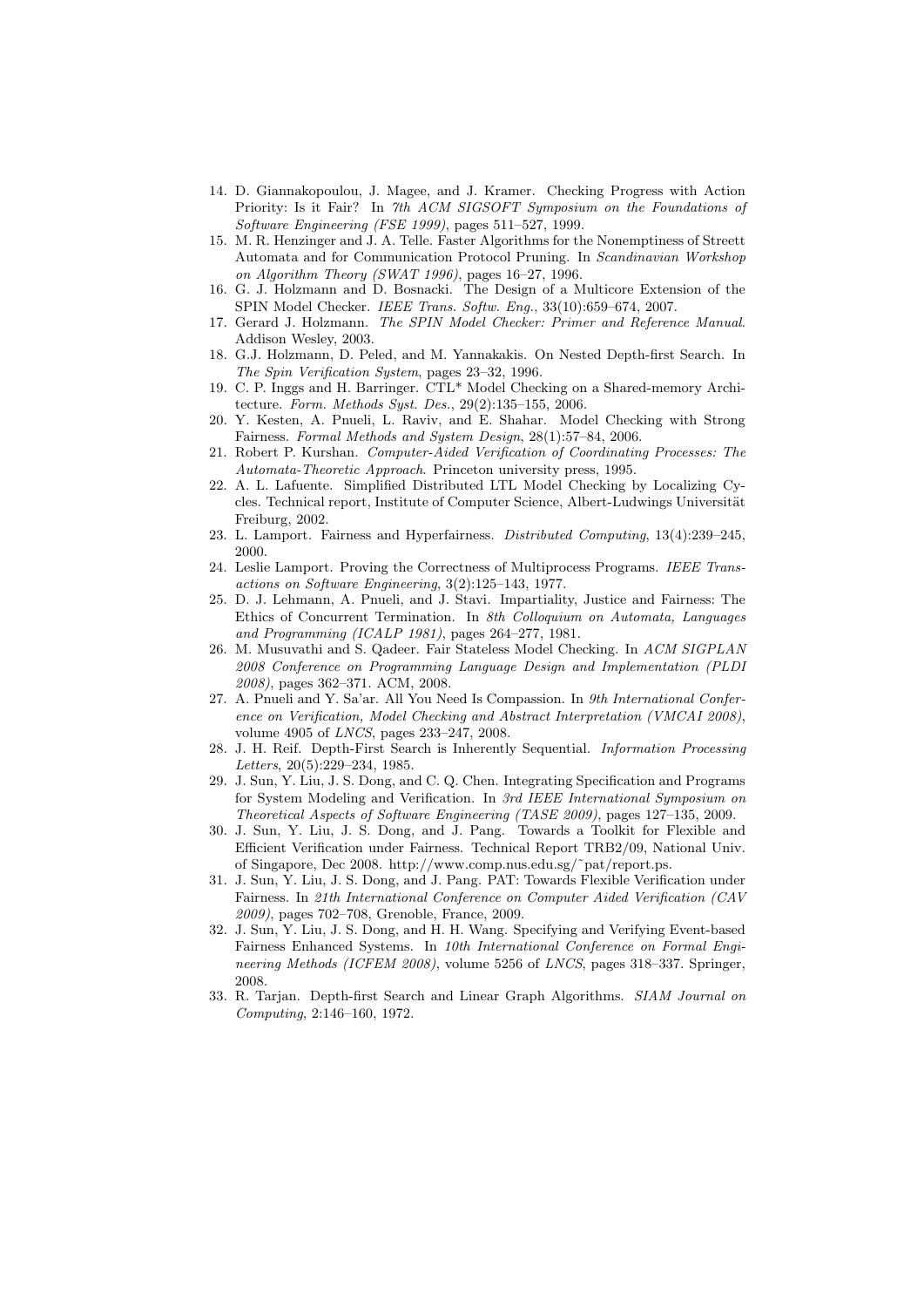14. D. Giannakopoulou, J. Magee, and J. Kramer. Checking Progress with Action Priority: Is it Fair? In *7th ACM SIGSOFT Symposium on the Foundations of Software Engineering (FSE 1999)*, pages 511–527, 1999.
15. M. R. Henzinger and J. A. Telle. Faster Algorithms for the Nonemptiness of Streett Automata and for Communication Protocol Pruning. In *Scandinavian Workshop on Algorithm Theory (SWAT 1996)*, pages 16–27, 1996.
16. G. J. Holzmann and D. Bosnacki. The Design of a Multicore Extension of the SPIN Model Checker. *IEEE Trans. Softw. Eng.*, 33(10):659–674, 2007.
17. Gerard J. Holzmann. *The SPIN Model Checker: Primer and Reference Manual*. Addison Wesley, 2003.
18. G.J. Holzmann, D. Peled, and M. Yannakakis. On Nested Depth-first Search. In *The Spin Verification System*, pages 23–32, 1996.
19. C. P. Inggs and H. Barringer. CTL* Model Checking on a Shared-memory Architecture. *Form. Methods Syst. Des.*, 29(2):135–155, 2006.
20. Y. Kesten, A. Pnueli, L. Raviv, and E. Shahar. Model Checking with Strong Fairness. *Formal Methods and System Design*, 28(1):57–84, 2006.
21. Robert P. Kurshan. *Computer-Aided Verification of Coordinating Processes: The Automata-Theoretic Approach*. Princeton university press, 1995.
22. A. L. Lafuente. Simplified Distributed LTL Model Checking by Localizing Cycles. Technical report, Institute of Computer Science, Albert-Ludwings Universität Freiburg, 2002.
23. L. Lamport. Fairness and Hyperfairness. *Distributed Computing*, 13(4):239–245, 2000.
24. Leslie Lamport. Proving the Correctness of Multiprocess Programs. *IEEE Transactions on Software Engineering*, 3(2):125–143, 1977.
25. D. J. Lehmann, A. Pnueli, and J. Stavi. Impartiality, Justice and Fairness: The Ethics of Concurrent Termination. In *8th Colloquium on Automata, Languages and Programming (ICALP 1981)*, pages 264–277, 1981.
26. M. Musuvathi and S. Qadeer. Fair Stateless Model Checking. In *ACM SIGPLAN 2008 Conference on Programming Language Design and Implementation (PLDI 2008)*, pages 362–371. ACM, 2008.
27. A. Pnueli and Y. Sa'ar. All You Need Is Compassion. In *9th International Conference on Verification, Model Checking and Abstract Interpretation (VMCAI 2008)*, volume 4905 of *LNCS*, pages 233–247, 2008.
28. J. H. Reif. Depth-First Search is Inherently Sequential. *Information Processing Letters*, 20(5):229–234, 1985.
29. J. Sun, Y. Liu, J. S. Dong, and C. Q. Chen. Integrating Specification and Programs for System Modeling and Verification. In *3rd IEEE International Symposium on Theoretical Aspects of Software Engineering (TASE 2009)*, pages 127–135, 2009.
30. J. Sun, Y. Liu, J. S. Dong, and J. Pang. Towards a Toolkit for Flexible and Efficient Verification under Fairness. Technical Report TRB2/09, National Univ. of Singapore, Dec 2008. http://www.comp.nus.edu.sg/~pat/report.ps.
31. J. Sun, Y. Liu, J. S. Dong, and J. Pang. PAT: Towards Flexible Verification under Fairness. In *21th International Conference on Computer Aided Verification (CAV 2009)*, pages 702–708, Grenoble, France, 2009.
32. J. Sun, Y. Liu, J. S. Dong, and H. H. Wang. Specifying and Verifying Event-based Fairness Enhanced Systems. In *10th International Conference on Formal Engineering Methods (ICFEM 2008)*, volume 5256 of *LNCS*, pages 318–337. Springer, 2008.
33. R. Tarjan. Depth-first Search and Linear Graph Algorithms. *SIAM Journal on Computing*, 2:146–160, 1972.